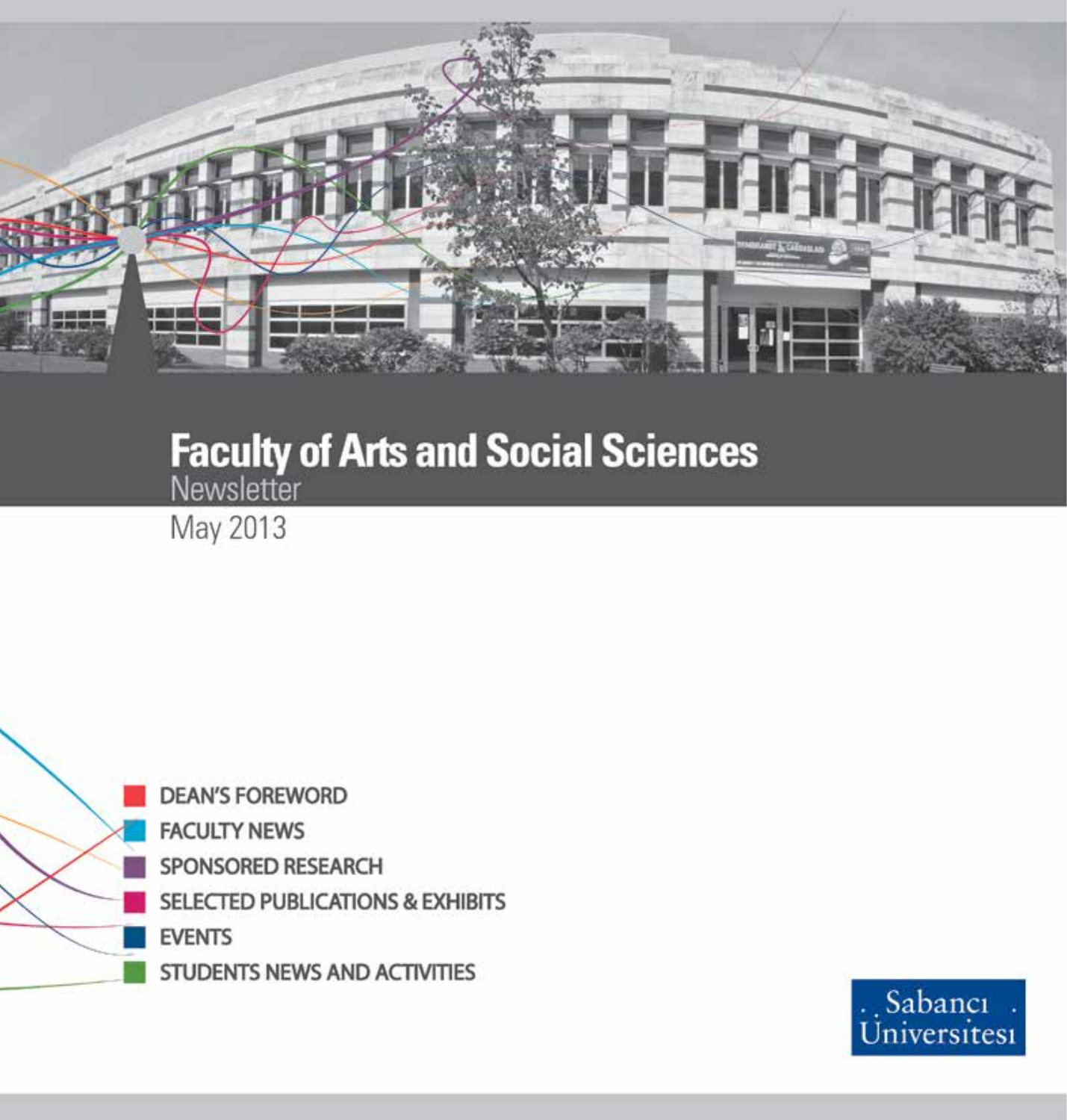# Faculty of Arts and Social Sciences

Newsletter

May 2013

- DEAN'S FOREWORD
- FACULTY NEWS
- SPONSORED RESEARCH
- SELECTED PUBLICATIONS & EXHIBITS
- EVENTS
- STUDENTS NEWS AND ACTIVITIES

Sabancı Üniversitesi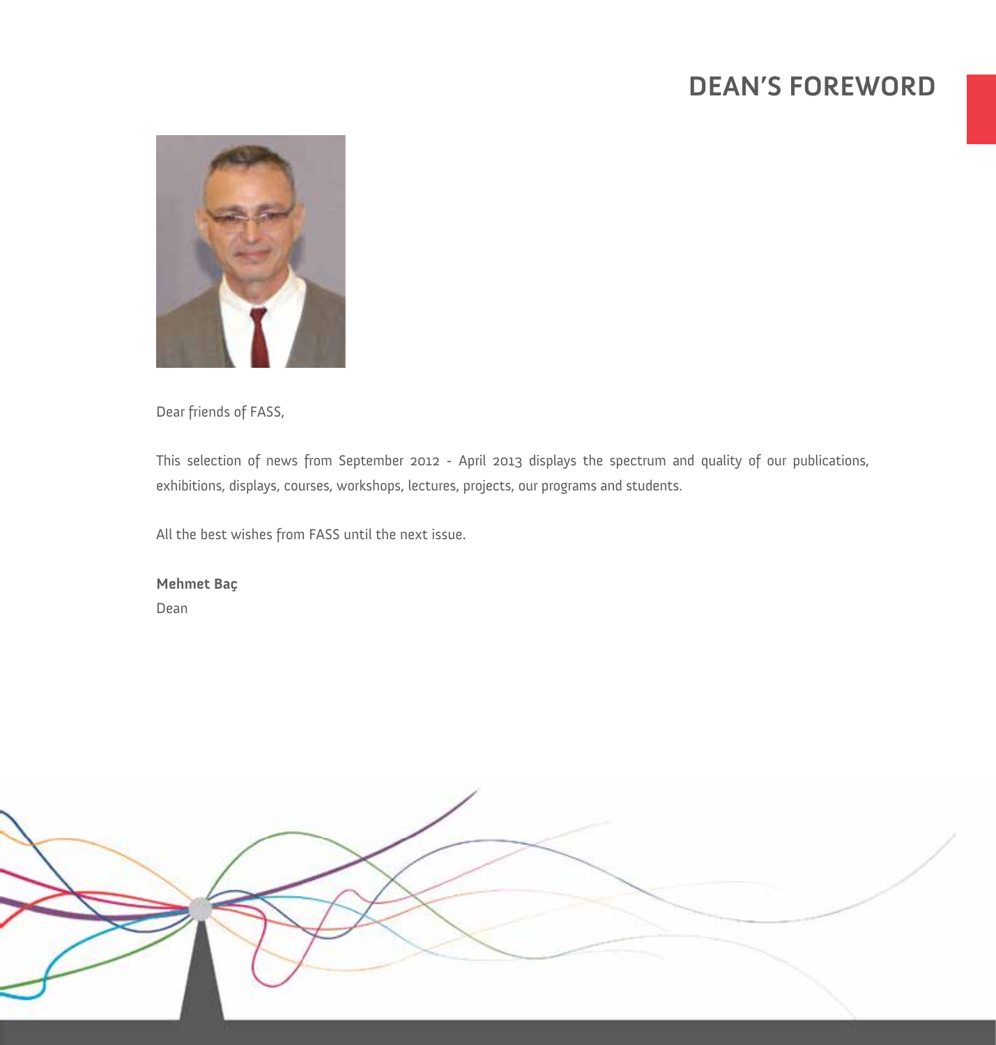# DEAN'S FOREWORD

Dear friends of FASS,

This selection of news from September 2012 - April 2013 displays the spectrum and quality of our publications, exhibitions, displays, courses, workshops, lectures, projects, our programs and students.

All the best wishes from FASS until the next issue.

**Mehmet Baç**
Dean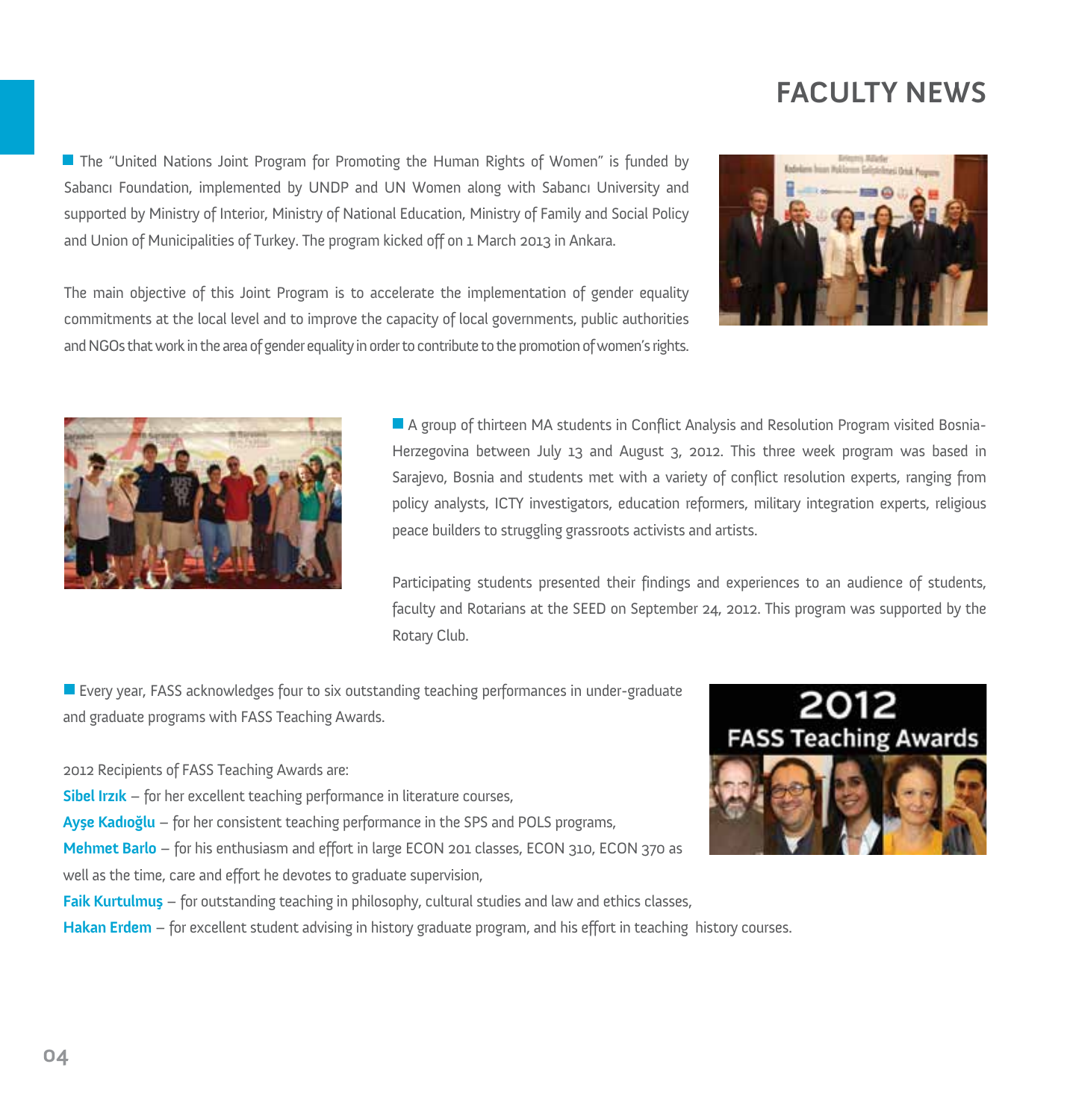# FACULTY NEWS

The "United Nations Joint Program for Promoting the Human Rights of Women" is funded by Sabancı Foundation, implemented by UNDP and UN Women along with Sabancı University and supported by Ministry of Interior, Ministry of National Education, Ministry of Family and Social Policy and Union of Municipalities of Turkey. The program kicked off on 1 March 2013 in Ankara.

The main objective of this Joint Program is to accelerate the implementation of gender equality commitments at the local level and to improve the capacity of local governments, public authorities and NGOs that work in the area of gender equality in order to contribute to the promotion of women's rights.

A group of thirteen MA students in Conflict Analysis and Resolution Program visited Bosnia-Herzegovina between July 13 and August 3, 2012. This three week program was based in Sarajevo, Bosnia and students met with a variety of conflict resolution experts, ranging from policy analysts, ICTY investigators, education reformers, military integration experts, religious peace builders to struggling grassroots activists and artists.

Participating students presented their findings and experiences to an audience of students, faculty and Rotarians at the SEED on September 24, 2012. This program was supported by the Rotary Club.

Every year, FASS acknowledges four to six outstanding teaching performances in under-graduate and graduate programs with FASS Teaching Awards.

2012 Recipients of FASS Teaching Awards are:

**Sibel Irzık** – for her excellent teaching performance in literature courses,
**Ayşe Kadıoğlu** – for her consistent teaching performance in the SPS and POLS programs,
**Mehmet Barlo** – for his enthusiasm and effort in large ECON 201 classes, ECON 310, ECON 370 as well as the time, care and effort he devotes to graduate supervision,
**Faik Kurtulmuş** – for outstanding teaching in philosophy, cultural studies and law and ethics classes,
**Hakan Erdem** – for excellent student advising in history graduate program, and his effort in teaching history courses.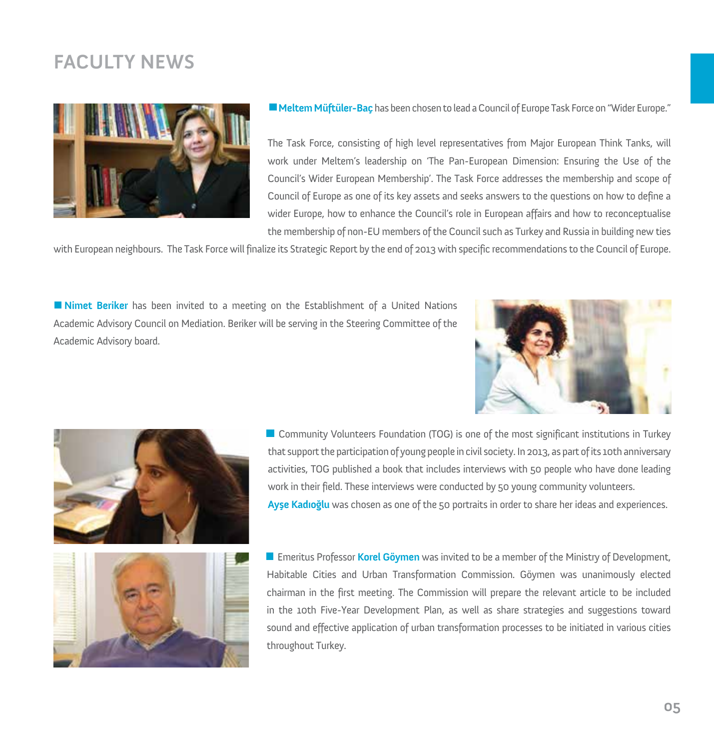# FACULTY NEWS

**Meltem Müftüler-Baç** has been chosen to lead a Council of Europe Task Force on "Wider Europe."

The Task Force, consisting of high level representatives from Major European Think Tanks, will work under Meltem's leadership on 'The Pan-European Dimension: Ensuring the Use of the Council's Wider European Membership'. The Task Force addresses the membership and scope of Council of Europe as one of its key assets and seeks answers to the questions on how to define a wider Europe, how to enhance the Council's role in European affairs and how to reconceptualise the membership of non-EU members of the Council such as Turkey and Russia in building new ties with European neighbours. The Task Force will finalize its Strategic Report by the end of 2013 with specific recommendations to the Council of Europe.

**Nimet Beriker** has been invited to a meeting on the Establishment of a United Nations Academic Advisory Council on Mediation. Beriker will be serving in the Steering Committee of the Academic Advisory board.

Community Volunteers Foundation (TOG) is one of the most significant institutions in Turkey that support the participation of young people in civil society. In 2013, as part of its 10th anniversary activities, TOG published a book that includes interviews with 50 people who have done leading work in their field. These interviews were conducted by 50 young community volunteers. **Ayşe Kadıoğlu** was chosen as one of the 50 portraits in order to share her ideas and experiences.

Emeritus Professor **Korel Göymen** was invited to be a member of the Ministry of Development, Habitable Cities and Urban Transformation Commission. Göymen was unanimously elected chairman in the first meeting. The Commission will prepare the relevant article to be included in the 10th Five-Year Development Plan, as well as share strategies and suggestions toward sound and effective application of urban transformation processes to be initiated in various cities throughout Turkey.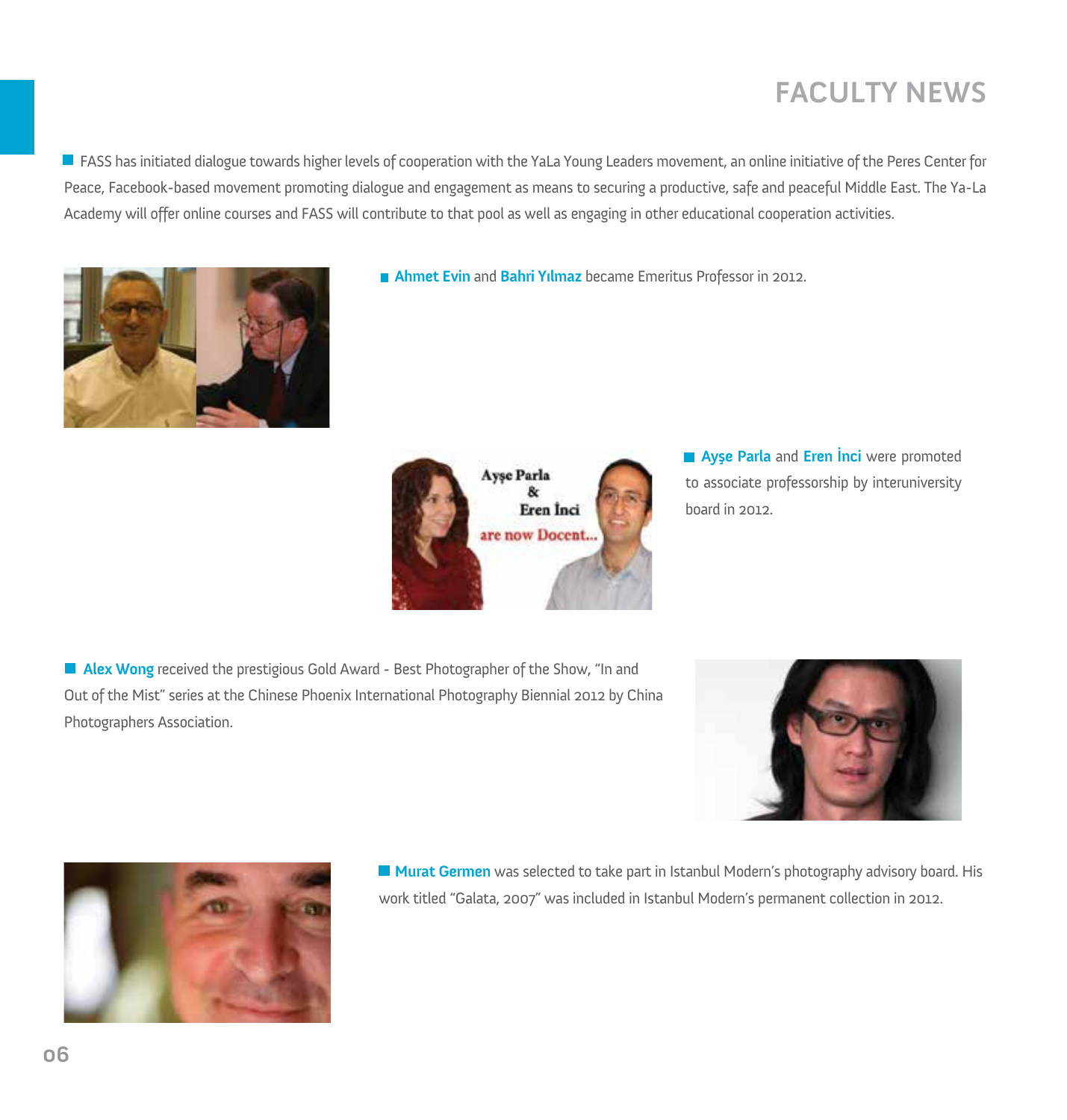# FACULTY NEWS

- FASS has initiated dialogue towards higher levels of cooperation with the YaLa Young Leaders movement, an online initiative of the Peres Center for Peace, Facebook-based movement promoting dialogue and engagement as means to securing a productive, safe and peaceful Middle East. The Ya-La Academy will offer online courses and FASS will contribute to that pool as well as engaging in other educational cooperation activities.

- **Ahmet Evin** and **Bahri Yılmaz** became Emeritus Professor in 2012.

- **Ayşe Parla** and **Eren İnci** were promoted to associate professorship by interuniversity board in 2012.

- **Alex Wong** received the prestigious Gold Award - Best Photographer of the Show, "In and Out of the Mist" series at the Chinese Phoenix International Photography Biennial 2012 by China Photographers Association.

- **Murat Germen** was selected to take part in Istanbul Modern's photography advisory board. His work titled "Galata, 2007" was included in Istanbul Modern's permanent collection in 2012.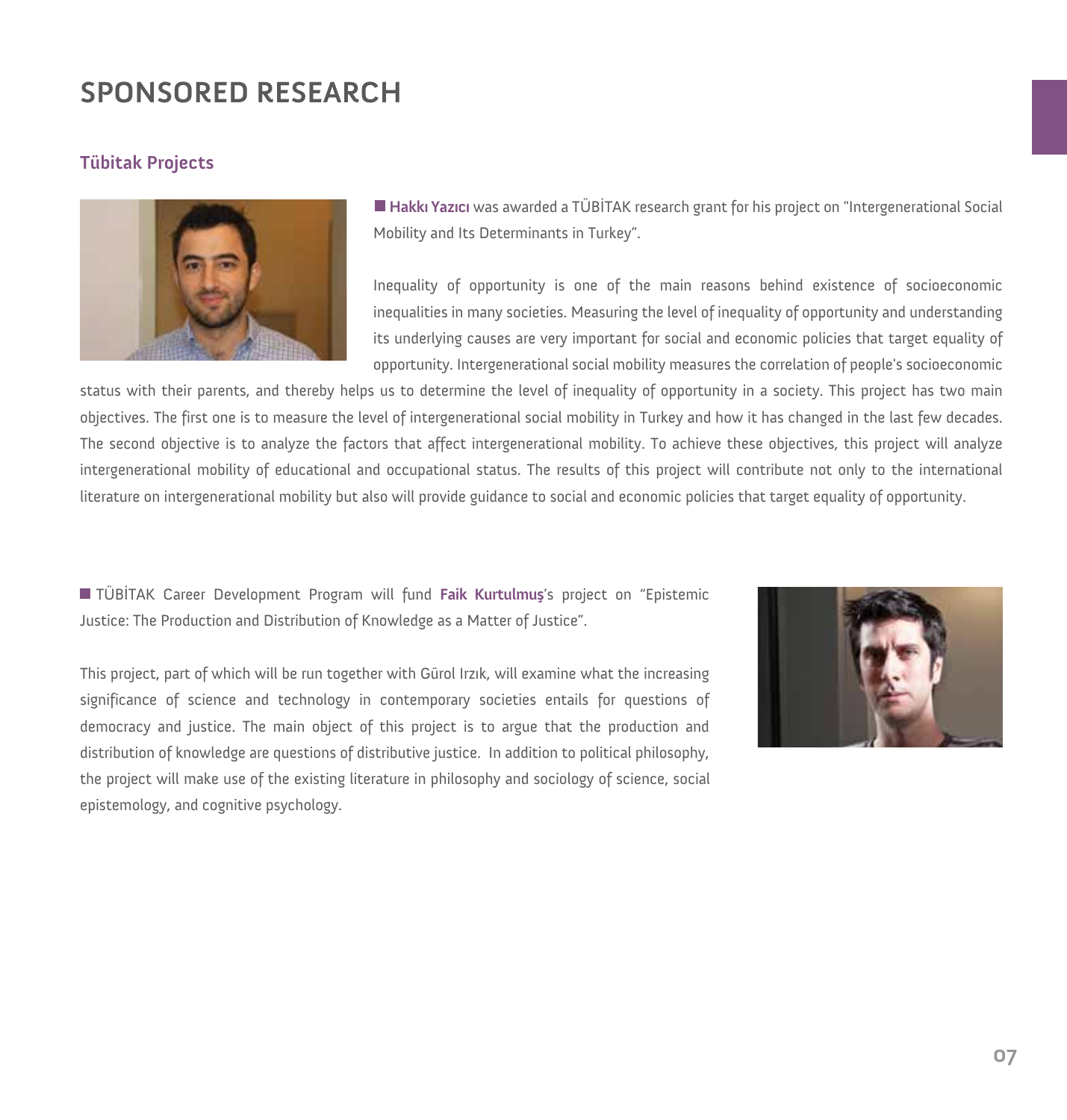# SPONSORED RESEARCH

## Tübitak Projects

**Hakkı Yazıcı** was awarded a TÜBİTAK research grant for his project on "Intergenerational Social Mobility and Its Determinants in Turkey".

Inequality of opportunity is one of the main reasons behind existence of socioeconomic inequalities in many societies. Measuring the level of inequality of opportunity and understanding its underlying causes are very important for social and economic policies that target equality of opportunity. Intergenerational social mobility measures the correlation of people's socioeconomic status with their parents, and thereby helps us to determine the level of inequality of opportunity in a society. This project has two main objectives. The first one is to measure the level of intergenerational social mobility in Turkey and how it has changed in the last few decades. The second objective is to analyze the factors that affect intergenerational mobility. To achieve these objectives, this project will analyze intergenerational mobility of educational and occupational status. The results of this project will contribute not only to the international literature on intergenerational mobility but also will provide guidance to social and economic policies that target equality of opportunity.

TÜBİTAK Career Development Program will fund **Faik Kurtulmuş**'s project on "Epistemic Justice: The Production and Distribution of Knowledge as a Matter of Justice".

This project, part of which will be run together with Gürol Irzık, will examine what the increasing significance of science and technology in contemporary societies entails for questions of democracy and justice. The main object of this project is to argue that the production and distribution of knowledge are questions of distributive justice. In addition to political philosophy, the project will make use of the existing literature in philosophy and sociology of science, social epistemology, and cognitive psychology.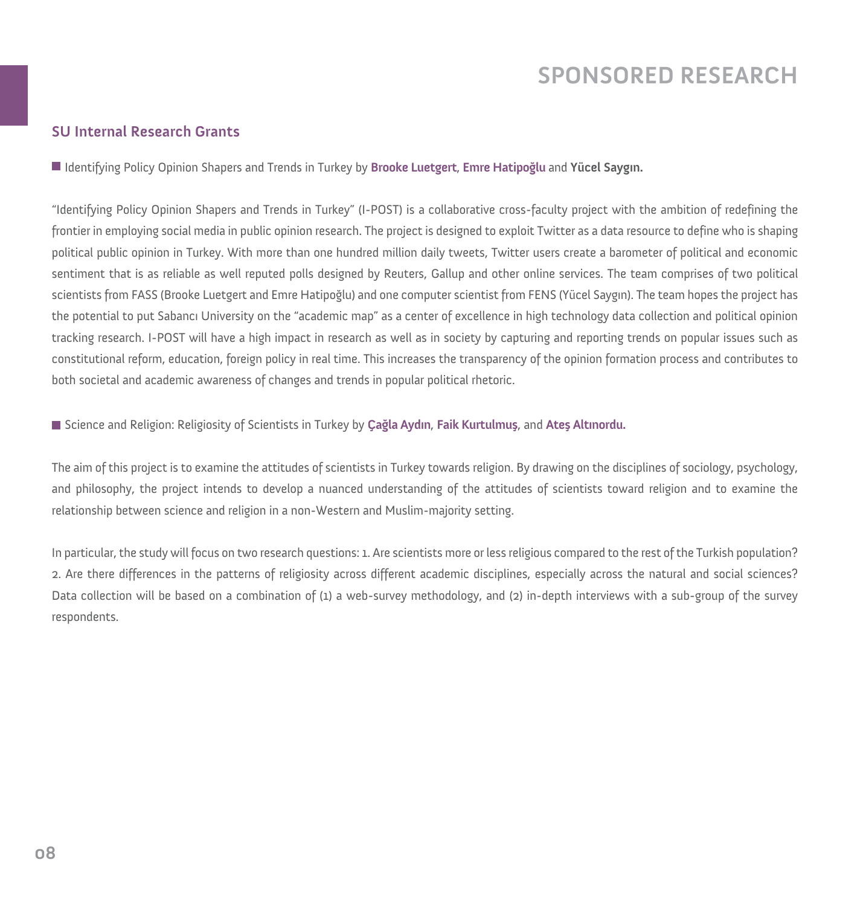# SPONSORED RESEARCH

## SU Internal Research Grants

■ Identifying Policy Opinion Shapers and Trends in Turkey by **Brooke Luetgert**, **Emre Hatipoğlu** and **Yücel Saygın.**

"Identifying Policy Opinion Shapers and Trends in Turkey" (I-POST) is a collaborative cross-faculty project with the ambition of redefining the frontier in employing social media in public opinion research. The project is designed to exploit Twitter as a data resource to define who is shaping political public opinion in Turkey. With more than one hundred million daily tweets, Twitter users create a barometer of political and economic sentiment that is as reliable as well reputed polls designed by Reuters, Gallup and other online services. The team comprises of two political scientists from FASS (Brooke Luetgert and Emre Hatipoğlu) and one computer scientist from FENS (Yücel Saygın). The team hopes the project has the potential to put Sabancı University on the "academic map" as a center of excellence in high technology data collection and political opinion tracking research. I-POST will have a high impact in research as well as in society by capturing and reporting trends on popular issues such as constitutional reform, education, foreign policy in real time. This increases the transparency of the opinion formation process and contributes to both societal and academic awareness of changes and trends in popular political rhetoric.

■ Science and Religion: Religiosity of Scientists in Turkey by **Çağla Aydın**, **Faik Kurtulmuş**, and **Ateş Altınordu.**

The aim of this project is to examine the attitudes of scientists in Turkey towards religion. By drawing on the disciplines of sociology, psychology, and philosophy, the project intends to develop a nuanced understanding of the attitudes of scientists toward religion and to examine the relationship between science and religion in a non-Western and Muslim-majority setting.

In particular, the study will focus on two research questions: 1. Are scientists more or less religious compared to the rest of the Turkish population? 2. Are there differences in the patterns of religiosity across different academic disciplines, especially across the natural and social sciences? Data collection will be based on a combination of (1) a web-survey methodology, and (2) in-depth interviews with a sub-group of the survey respondents.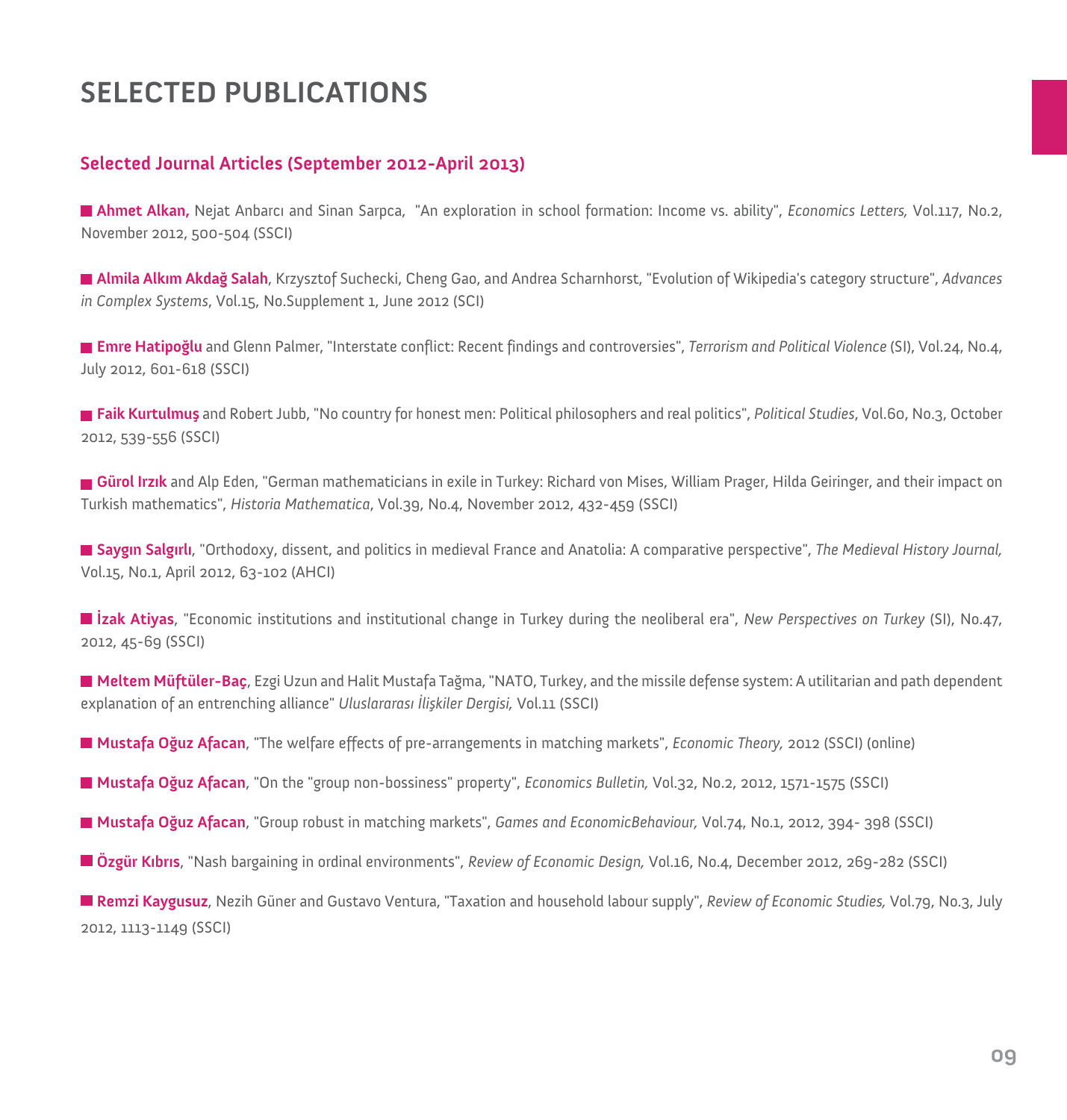# SELECTED PUBLICATIONS

## Selected Journal Articles (September 2012-April 2013)

- **Ahmet Alkan,** Nejat Anbarcı and Sinan Sarpca, "An exploration in school formation: Income vs. ability", *Economics Letters,* Vol.117, No.2, November 2012, 500-504 (SSCI)

- **Almila Alkım Akdağ Salah**, Krzysztof Suchecki, Cheng Gao, and Andrea Scharnhorst, "Evolution of Wikipedia's category structure", *Advances in Complex Systems*, Vol.15, No.Supplement 1, June 2012 (SCI)

- **Emre Hatipoğlu** and Glenn Palmer, "Interstate conflict: Recent findings and controversies", *Terrorism and Political Violence* (SI), Vol.24, No.4, July 2012, 601-618 (SSCI)

- **Faik Kurtulmuş** and Robert Jubb, "No country for honest men: Political philosophers and real politics", *Political Studies*, Vol.60, No.3, October 2012, 539-556 (SSCI)

- **Gürol Irzık** and Alp Eden, "German mathematicians in exile in Turkey: Richard von Mises, William Prager, Hilda Geiringer, and their impact on Turkish mathematics", *Historia Mathematica*, Vol.39, No.4, November 2012, 432-459 (SSCI)

- **Saygın Salgırlı**, "Orthodoxy, dissent, and politics in medieval France and Anatolia: A comparative perspective", *The Medieval History Journal,* Vol.15, No.1, April 2012, 63-102 (AHCI)

- **İzak Atiyas**, "Economic institutions and institutional change in Turkey during the neoliberal era", *New Perspectives on Turkey* (SI), No.47, 2012, 45-69 (SSCI)

- **Meltem Müftüler-Baç**, Ezgi Uzun and Halit Mustafa Tağma, "NATO, Turkey, and the missile defense system: A utilitarian and path dependent explanation of an entrenching alliance" *Uluslararası İlişkiler Dergisi,* Vol.11 (SSCI)

- **Mustafa Oğuz Afacan**, "The welfare effects of pre-arrangements in matching markets", *Economic Theory,* 2012 (SSCI) (online)

- **Mustafa Oğuz Afacan**, "On the "group non-bossiness" property", *Economics Bulletin,* Vol.32, No.2, 2012, 1571-1575 (SSCI)

- **Mustafa Oğuz Afacan**, "Group robust in matching markets", *Games and EconomicBehaviour,* Vol.74, No.1, 2012, 394- 398 (SSCI)

- **Özgür Kıbrıs**, "Nash bargaining in ordinal environments", *Review of Economic Design,* Vol.16, No.4, December 2012, 269-282 (SSCI)

- **Remzi Kaygusuz**, Nezih Güner and Gustavo Ventura, "Taxation and household labour supply", *Review of Economic Studies,* Vol.79, No.3, July 2012, 1113-1149 (SSCI)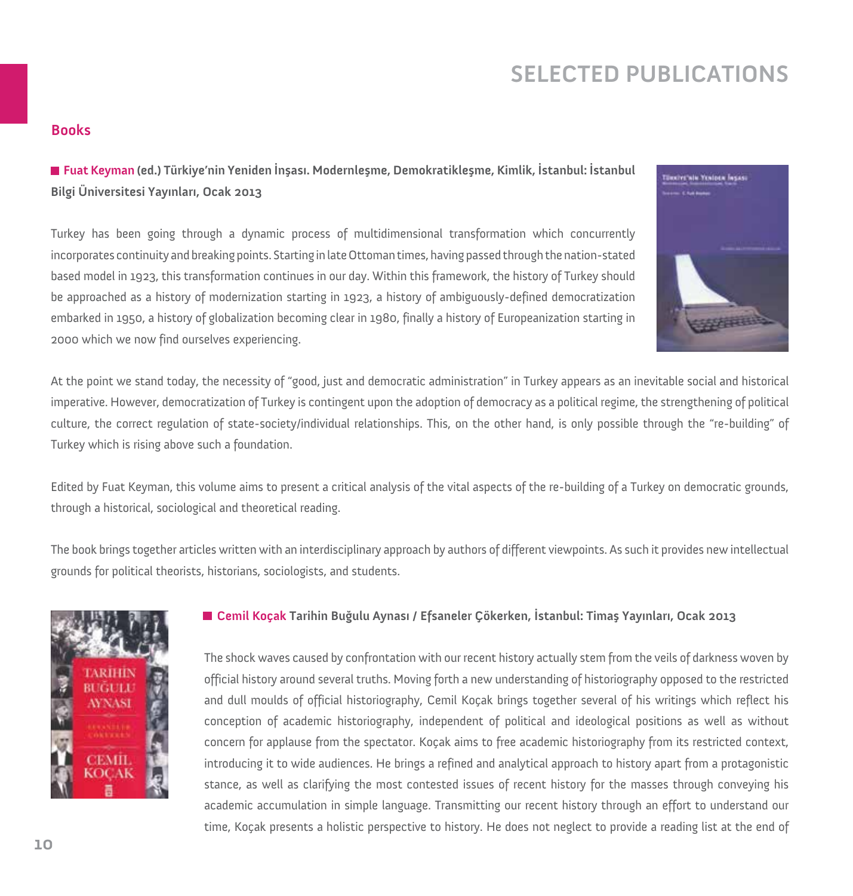# SELECTED PUBLICATIONS

## Books

■ **Fuat Keyman (ed.) Türkiye'nin Yeniden İnşası. Modernleşme, Demokratikleşme, Kimlik, İstanbul: İstanbul Bilgi Üniversitesi Yayınları, Ocak 2013**

Turkey has been going through a dynamic process of multidimensional transformation which concurrently incorporates continuity and breaking points. Starting in late Ottoman times, having passed through the nation-stated based model in 1923, this transformation continues in our day. Within this framework, the history of Turkey should be approached as a history of modernization starting in 1923, a history of ambiguously-defined democratization embarked in 1950, a history of globalization becoming clear in 1980, finally a history of Europeanization starting in 2000 which we now find ourselves experiencing.

At the point we stand today, the necessity of "good, just and democratic administration" in Turkey appears as an inevitable social and historical imperative. However, democratization of Turkey is contingent upon the adoption of democracy as a political regime, the strengthening of political culture, the correct regulation of state-society/individual relationships. This, on the other hand, is only possible through the "re-building" of Turkey which is rising above such a foundation.

Edited by Fuat Keyman, this volume aims to present a critical analysis of the vital aspects of the re-building of a Turkey on democratic grounds, through a historical, sociological and theoretical reading.

The book brings together articles written with an interdisciplinary approach by authors of different viewpoints. As such it provides new intellectual grounds for political theorists, historians, sociologists, and students.

■ **Cemil Koçak Tarihin Buğulu Aynası / Efsaneler Çökerken, İstanbul: Timaş Yayınları, Ocak 2013**

The shock waves caused by confrontation with our recent history actually stem from the veils of darkness woven by official history around several truths. Moving forth a new understanding of historiography opposed to the restricted and dull moulds of official historiography, Cemil Koçak brings together several of his writings which reflect his conception of academic historiography, independent of political and ideological positions as well as without concern for applause from the spectator. Koçak aims to free academic historiography from its restricted context, introducing it to wide audiences. He brings a refined and analytical approach to history apart from a protagonistic stance, as well as clarifying the most contested issues of recent history for the masses through conveying his academic accumulation in simple language. Transmitting our recent history through an effort to understand our time, Koçak presents a holistic perspective to history. He does not neglect to provide a reading list at the end of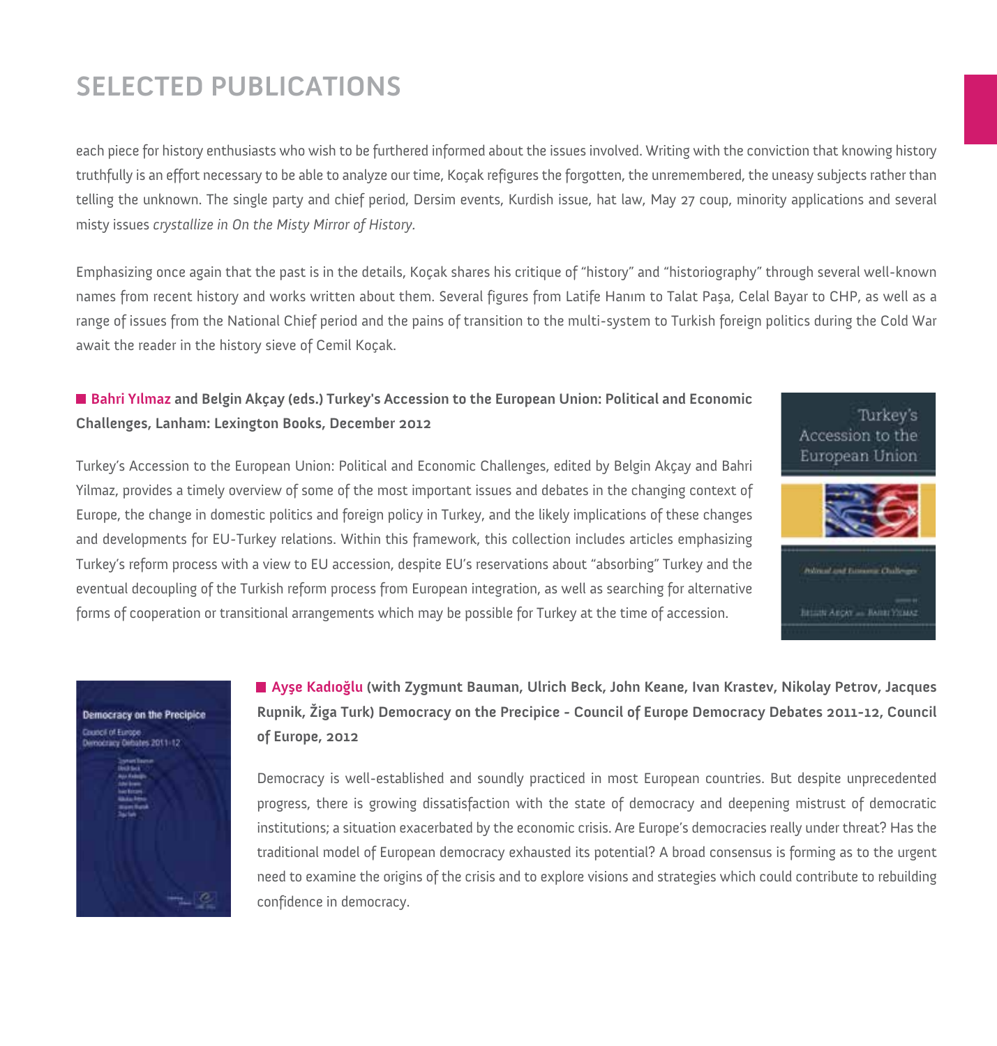# SELECTED PUBLICATIONS

each piece for history enthusiasts who wish to be furthered informed about the issues involved. Writing with the conviction that knowing history truthfully is an effort necessary to be able to analyze our time, Koçak refigures the forgotten, the unremembered, the uneasy subjects rather than telling the unknown. The single party and chief period, Dersim events, Kurdish issue, hat law, May 27 coup, minority applications and several misty issues *crystallize in On the Misty Mirror of History.*

Emphasizing once again that the past is in the details, Koçak shares his critique of "history" and "historiography" through several well-known names from recent history and works written about them. Several figures from Latife Hanım to Talat Paşa, Celal Bayar to CHP, as well as a range of issues from the National Chief period and the pains of transition to the multi-system to Turkish foreign politics during the Cold War await the reader in the history sieve of Cemil Koçak.

**Bahri Yılmaz and Belgin Akçay (eds.) Turkey's Accession to the European Union: Political and Economic Challenges, Lanham: Lexington Books, December 2012**

Turkey's Accession to the European Union: Political and Economic Challenges, edited by Belgin Akçay and Bahri Yilmaz, provides a timely overview of some of the most important issues and debates in the changing context of Europe, the change in domestic politics and foreign policy in Turkey, and the likely implications of these changes and developments for EU-Turkey relations. Within this framework, this collection includes articles emphasizing Turkey's reform process with a view to EU accession, despite EU's reservations about "absorbing" Turkey and the eventual decoupling of the Turkish reform process from European integration, as well as searching for alternative forms of cooperation or transitional arrangements which may be possible for Turkey at the time of accession.

**Ayşe Kadıoğlu (with Zygmunt Bauman, Ulrich Beck, John Keane, Ivan Krastev, Nikolay Petrov, Jacques Rupnik, Žiga Turk) Democracy on the Precipice - Council of Europe Democracy Debates 2011-12, Council of Europe, 2012**

Democracy is well-established and soundly practiced in most European countries. But despite unprecedented progress, there is growing dissatisfaction with the state of democracy and deepening mistrust of democratic institutions; a situation exacerbated by the economic crisis. Are Europe's democracies really under threat? Has the traditional model of European democracy exhausted its potential? A broad consensus is forming as to the urgent need to examine the origins of the crisis and to explore visions and strategies which could contribute to rebuilding confidence in democracy.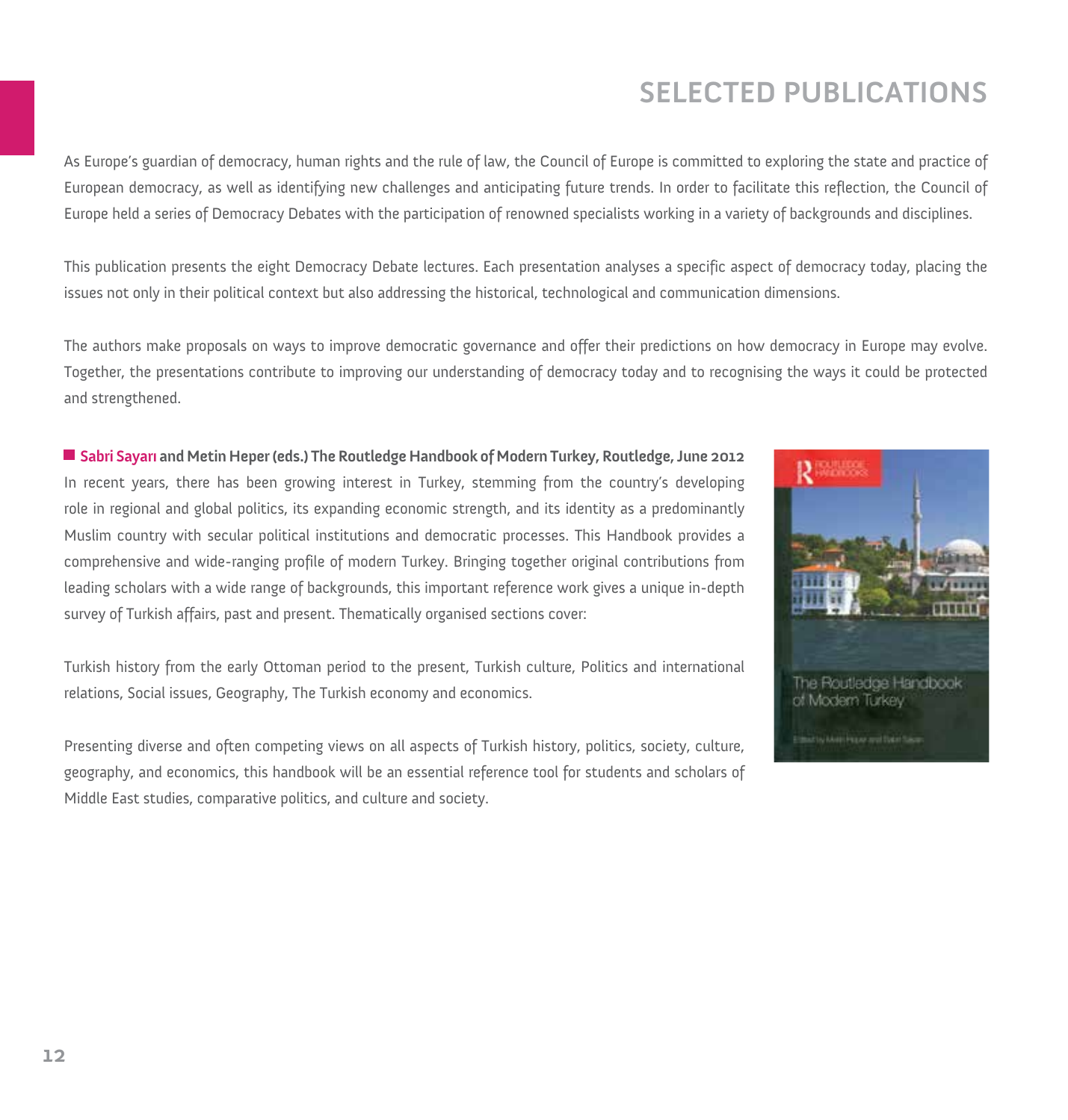# SELECTED PUBLICATIONS

As Europe's guardian of democracy, human rights and the rule of law, the Council of Europe is committed to exploring the state and practice of European democracy, as well as identifying new challenges and anticipating future trends. In order to facilitate this reflection, the Council of Europe held a series of Democracy Debates with the participation of renowned specialists working in a variety of backgrounds and disciplines.

This publication presents the eight Democracy Debate lectures. Each presentation analyses a specific aspect of democracy today, placing the issues not only in their political context but also addressing the historical, technological and communication dimensions.

The authors make proposals on ways to improve democratic governance and offer their predictions on how democracy in Europe may evolve. Together, the presentations contribute to improving our understanding of democracy today and to recognising the ways it could be protected and strengthened.

**Sabri Sayarı and Metin Heper (eds.) The Routledge Handbook of Modern Turkey, Routledge, June 2012**

In recent years, there has been growing interest in Turkey, stemming from the country's developing role in regional and global politics, its expanding economic strength, and its identity as a predominantly Muslim country with secular political institutions and democratic processes. This Handbook provides a comprehensive and wide-ranging profile of modern Turkey. Bringing together original contributions from leading scholars with a wide range of backgrounds, this important reference work gives a unique in-depth survey of Turkish affairs, past and present. Thematically organised sections cover:

Turkish history from the early Ottoman period to the present, Turkish culture, Politics and international relations, Social issues, Geography, The Turkish economy and economics.

Presenting diverse and often competing views on all aspects of Turkish history, politics, society, culture, geography, and economics, this handbook will be an essential reference tool for students and scholars of Middle East studies, comparative politics, and culture and society.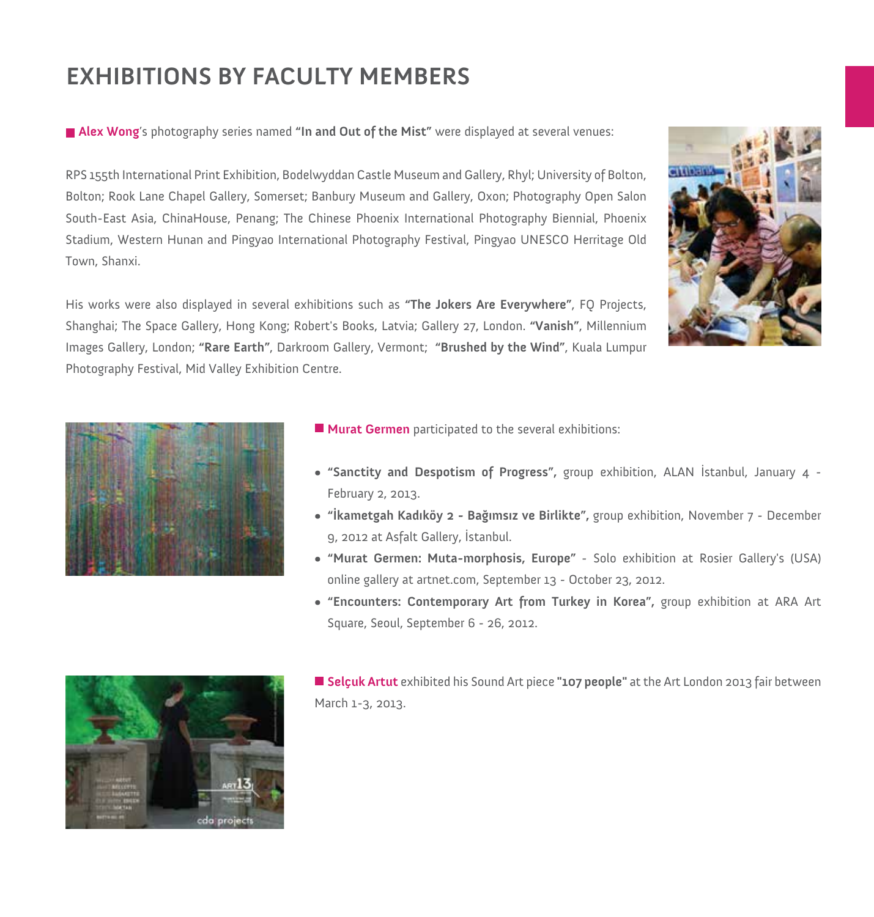# EXHIBITIONS BY FACULTY MEMBERS

**Alex Wong**'s photography series named **"In and Out of the Mist"** were displayed at several venues:

RPS 155th International Print Exhibition, Bodelwyddan Castle Museum and Gallery, Rhyl; University of Bolton, Bolton; Rook Lane Chapel Gallery, Somerset; Banbury Museum and Gallery, Oxon; Photography Open Salon South-East Asia, ChinaHouse, Penang; The Chinese Phoenix International Photography Biennial, Phoenix Stadium, Western Hunan and Pingyao International Photography Festival, Pingyao UNESCO Herritage Old Town, Shanxi.

His works were also displayed in several exhibitions such as **"The Jokers Are Everywhere"**, FQ Projects, Shanghai; The Space Gallery, Hong Kong; Robert's Books, Latvia; Gallery 27, London. **"Vanish"**, Millennium Images Gallery, London; **"Rare Earth"**, Darkroom Gallery, Vermont; **"Brushed by the Wind"**, Kuala Lumpur Photography Festival, Mid Valley Exhibition Centre.

**Murat Germen** participated to the several exhibitions:

- **"Sanctity and Despotism of Progress",** group exhibition, ALAN İstanbul, January 4 - February 2, 2013.
- **"İkametgah Kadıköy 2 - Bağımsız ve Birlikte",** group exhibition, November 7 - December 9, 2012 at Asfalt Gallery, İstanbul.
- **"Murat Germen: Muta-morphosis, Europe"** - Solo exhibition at Rosier Gallery's (USA) online gallery at artnet.com, September 13 - October 23, 2012.
- **"Encounters: Contemporary Art from Turkey in Korea",** group exhibition at ARA Art Square, Seoul, September 6 - 26, 2012.

**Selçuk Artut** exhibited his Sound Art piece **"107 people"** at the Art London 2013 fair between March 1-3, 2013.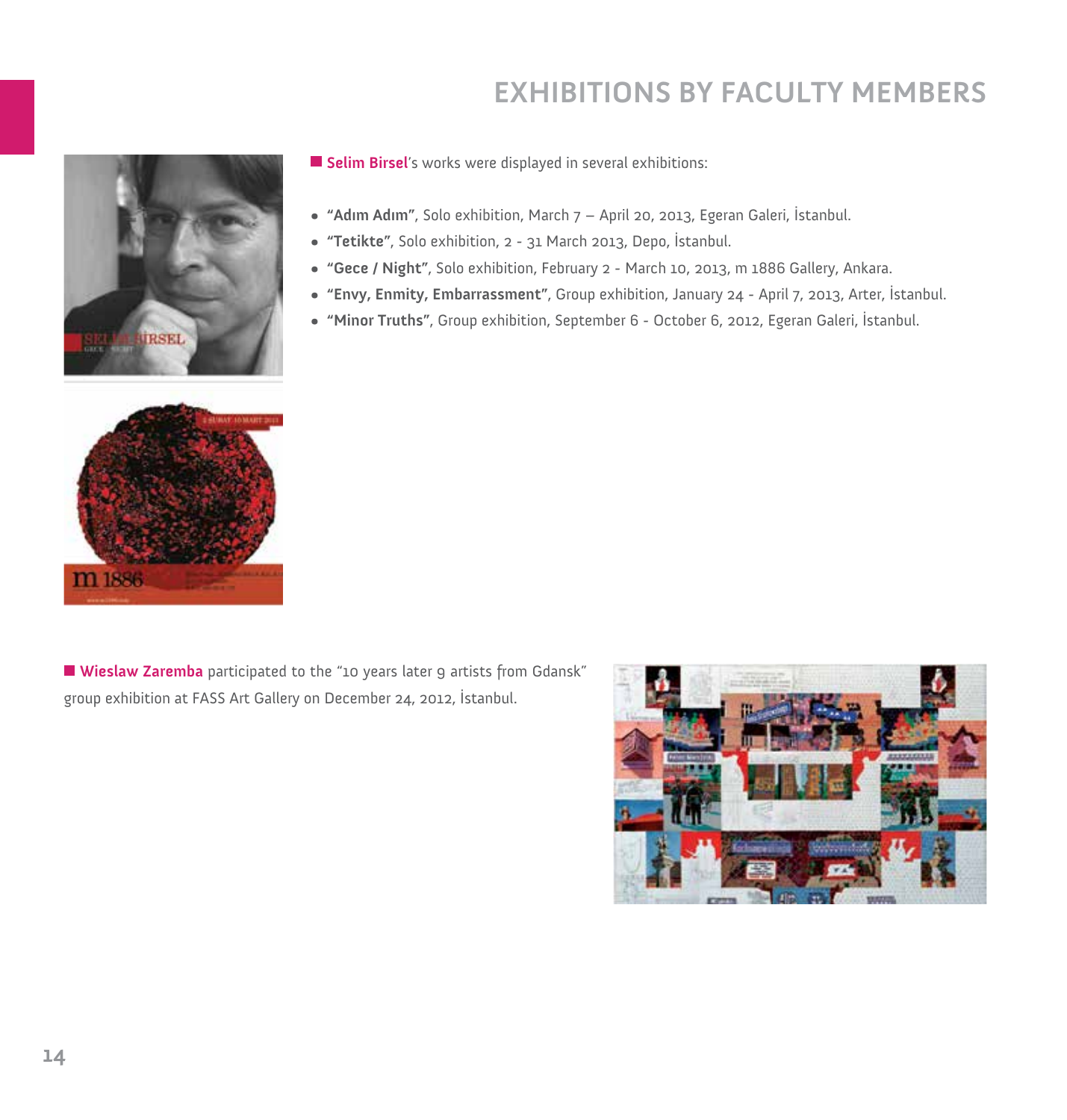# EXHIBITIONS BY FACULTY MEMBERS

**Selim Birsel**'s works were displayed in several exhibitions:

- **"Adım Adım"**, Solo exhibition, March 7 – April 20, 2013, Egeran Galeri, İstanbul.
- **"Tetikte"**, Solo exhibition, 2 - 31 March 2013, Depo, İstanbul.
- **"Gece / Night"**, Solo exhibition, February 2 - March 10, 2013, m 1886 Gallery, Ankara.
- **"Envy, Enmity, Embarrassment"**, Group exhibition, January 24 - April 7, 2013, Arter, İstanbul.
- **"Minor Truths"**, Group exhibition, September 6 - October 6, 2012, Egeran Galeri, İstanbul.

**Wieslaw Zaremba** participated to the "10 years later 9 artists from Gdansk" group exhibition at FASS Art Gallery on December 24, 2012, İstanbul.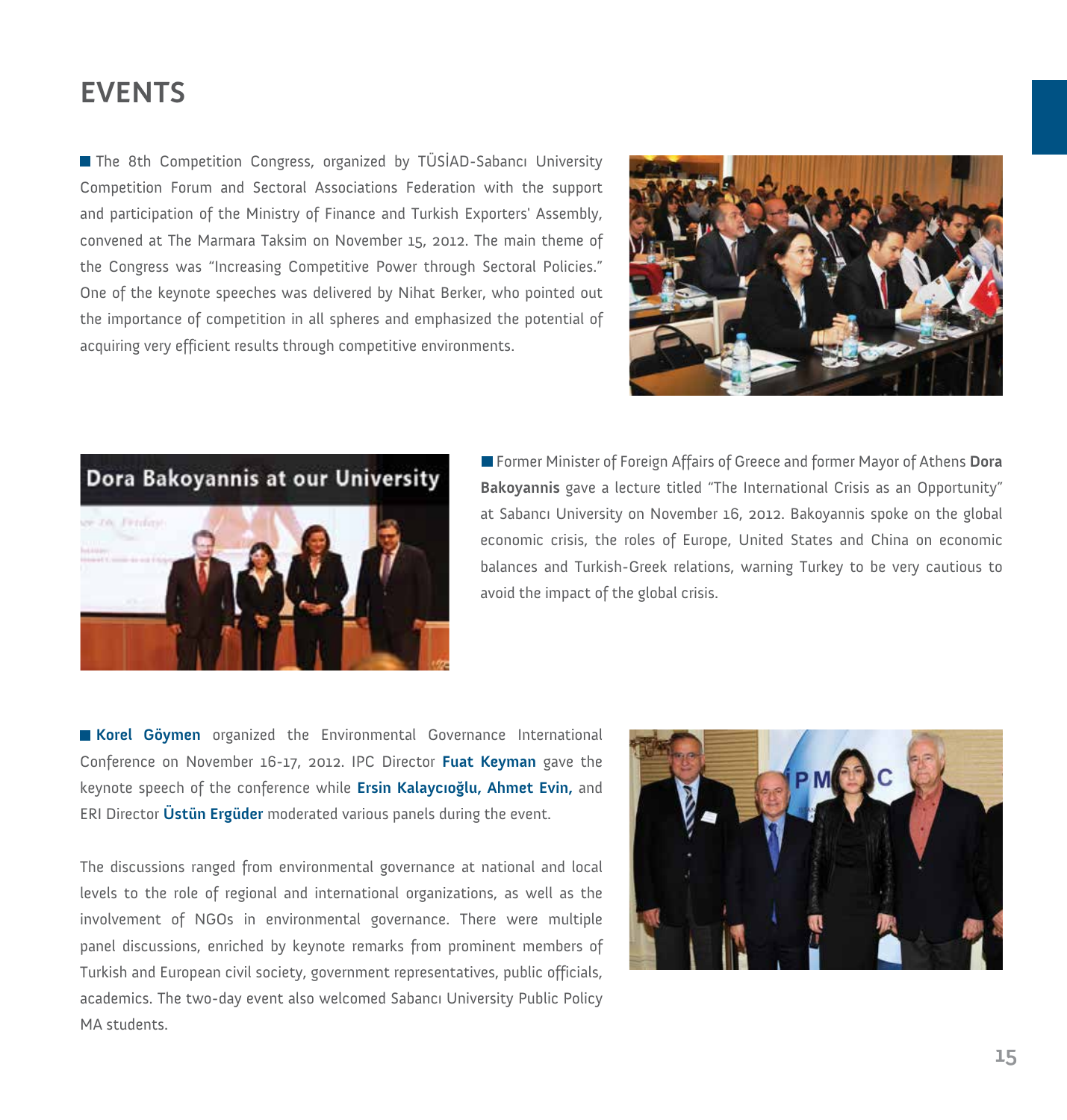# EVENTS

The 8th Competition Congress, organized by TÜSİAD-Sabancı University Competition Forum and Sectoral Associations Federation with the support and participation of the Ministry of Finance and Turkish Exporters' Assembly, convened at The Marmara Taksim on November 15, 2012. The main theme of the Congress was "Increasing Competitive Power through Sectoral Policies." One of the keynote speeches was delivered by Nihat Berker, who pointed out the importance of competition in all spheres and emphasized the potential of acquiring very efficient results through competitive environments.

Dora Bakoyannis at our University

Former Minister of Foreign Affairs of Greece and former Mayor of Athens **Dora Bakoyannis** gave a lecture titled "The International Crisis as an Opportunity" at Sabancı University on November 16, 2012. Bakoyannis spoke on the global economic crisis, the roles of Europe, United States and China on economic balances and Turkish-Greek relations, warning Turkey to be very cautious to avoid the impact of the global crisis.

**Korel Göymen** organized the Environmental Governance International Conference on November 16-17, 2012. IPC Director **Fuat Keyman** gave the keynote speech of the conference while **Ersin Kalaycıoğlu, Ahmet Evin,** and ERI Director **Üstün Ergüder** moderated various panels during the event.

The discussions ranged from environmental governance at national and local levels to the role of regional and international organizations, as well as the involvement of NGOs in environmental governance. There were multiple panel discussions, enriched by keynote remarks from prominent members of Turkish and European civil society, government representatives, public officials, academics. The two-day event also welcomed Sabancı University Public Policy MA students.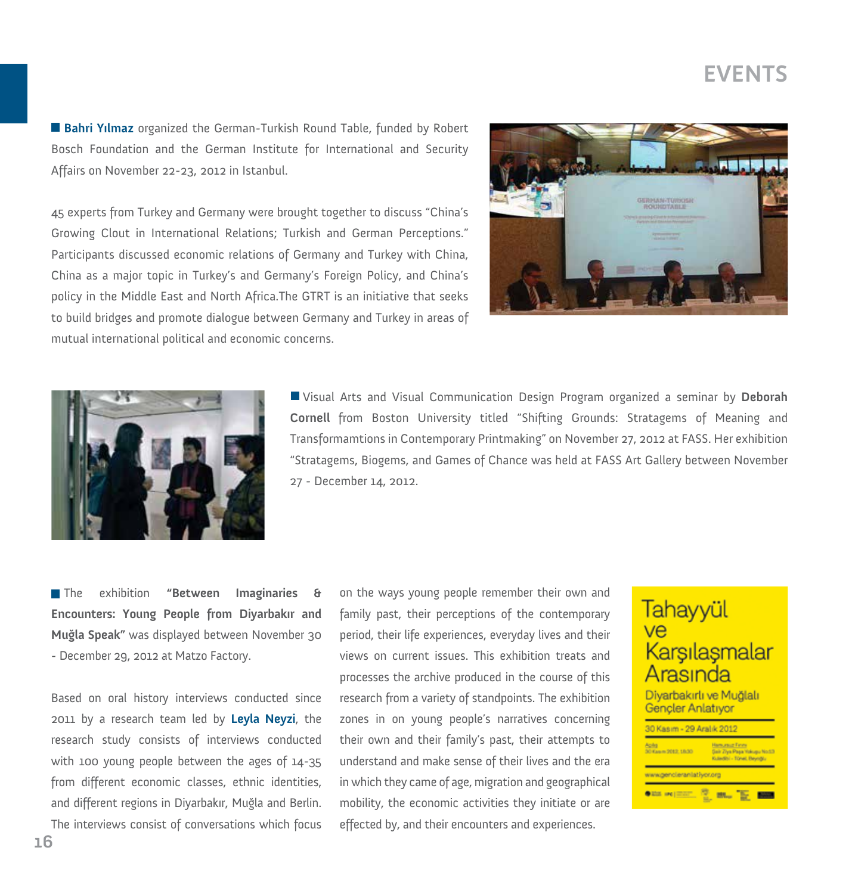# EVENTS

**Bahri Yılmaz** organized the German-Turkish Round Table, funded by Robert Bosch Foundation and the German Institute for International and Security Affairs on November 22-23, 2012 in Istanbul.

45 experts from Turkey and Germany were brought together to discuss "China's Growing Clout in International Relations; Turkish and German Perceptions." Participants discussed economic relations of Germany and Turkey with China, China as a major topic in Turkey's and Germany's Foreign Policy, and China's policy in the Middle East and North Africa.The GTRT is an initiative that seeks to build bridges and promote dialogue between Germany and Turkey in areas of mutual international political and economic concerns.

Visual Arts and Visual Communication Design Program organized a seminar by **Deborah Cornell** from Boston University titled "Shifting Grounds: Stratagems of Meaning and Transformamtions in Contemporary Printmaking" on November 27, 2012 at FASS. Her exhibition "Stratagems, Biogems, and Games of Chance was held at FASS Art Gallery between November 27 - December 14, 2012.

The exhibition **"Between Imaginaries & Encounters: Young People from Diyarbakır and Muğla Speak"** was displayed between November 30 - December 29, 2012 at Matzo Factory.

Based on oral history interviews conducted since 2011 by a research team led by **Leyla Neyzi**, the research study consists of interviews conducted with 100 young people between the ages of 14-35 from different economic classes, ethnic identities, and different regions in Diyarbakır, Muğla and Berlin. The interviews consist of conversations which focus on the ways young people remember their own and family past, their perceptions of the contemporary period, their life experiences, everyday lives and their views on current issues. This exhibition treats and processes the archive produced in the course of this research from a variety of standpoints. The exhibition zones in on young people's narratives concerning their own and their family's past, their attempts to understand and make sense of their lives and the era in which they came of age, migration and geographical mobility, the economic activities they initiate or are effected by, and their encounters and experiences.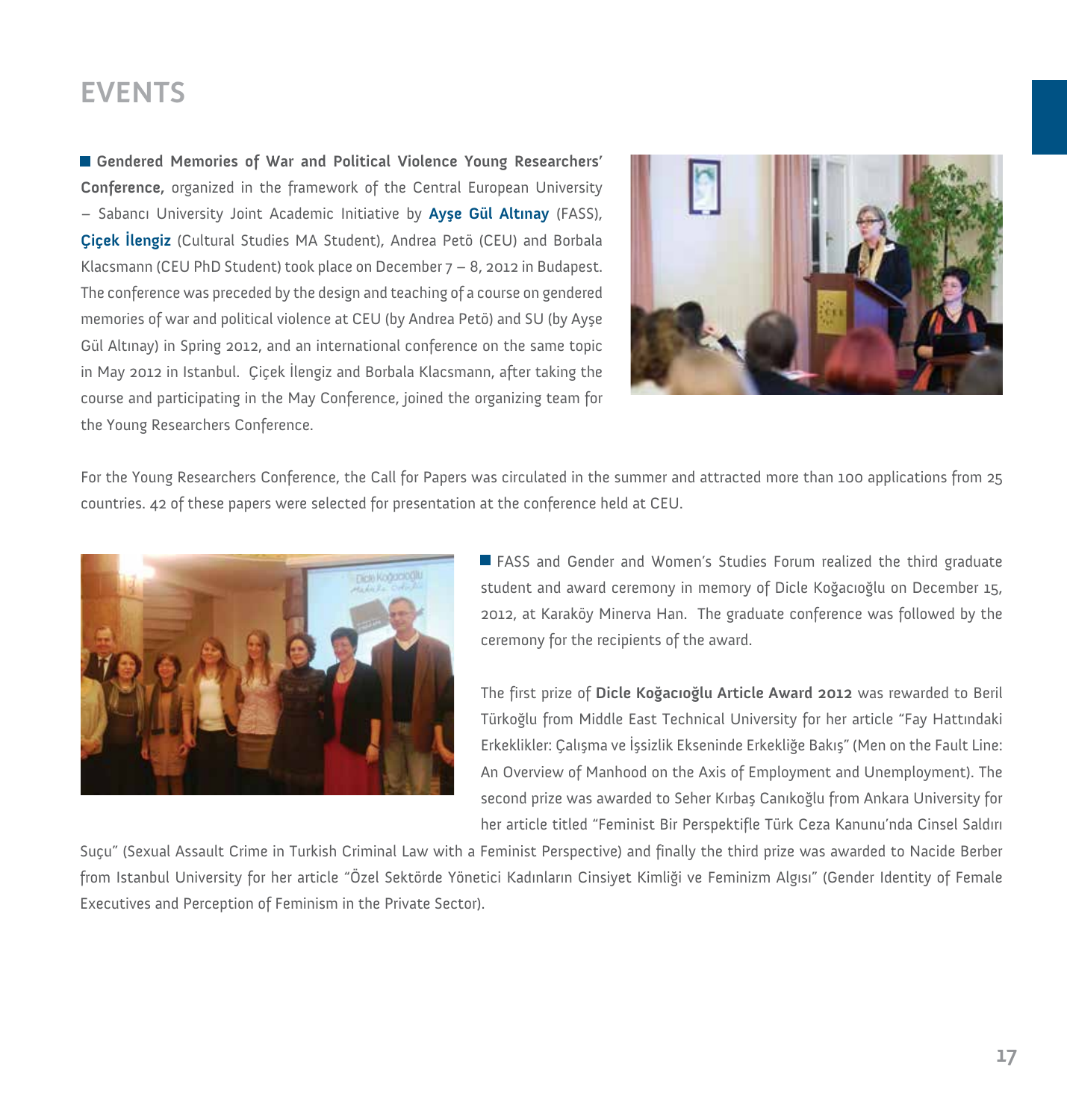# EVENTS

■ **Gendered Memories of War and Political Violence Young Researchers' Conference,** organized in the framework of the Central European University – Sabancı University Joint Academic Initiative by **Ayşe Gül Altınay** (FASS), **Çiçek İlengiz** (Cultural Studies MA Student), Andrea Petö (CEU) and Borbala Klacsmann (CEU PhD Student) took place on December 7 – 8, 2012 in Budapest. The conference was preceded by the design and teaching of a course on gendered memories of war and political violence at CEU (by Andrea Petö) and SU (by Ayşe Gül Altınay) in Spring 2012, and an international conference on the same topic in May 2012 in Istanbul. Çiçek İlengiz and Borbala Klacsmann, after taking the course and participating in the May Conference, joined the organizing team for the Young Researchers Conference.

For the Young Researchers Conference, the Call for Papers was circulated in the summer and attracted more than 100 applications from 25 countries. 42 of these papers were selected for presentation at the conference held at CEU.

■ FASS and Gender and Women's Studies Forum realized the third graduate student and award ceremony in memory of Dicle Koğacıoğlu on December 15, 2012, at Karaköy Minerva Han. The graduate conference was followed by the ceremony for the recipients of the award.

The first prize of **Dicle Koğacıoğlu Article Award 2012** was rewarded to Beril Türkoğlu from Middle East Technical University for her article "Fay Hattındaki Erkeklikler: Çalışma ve İşsizlik Ekseninde Erkekliğe Bakış" (Men on the Fault Line: An Overview of Manhood on the Axis of Employment and Unemployment). The second prize was awarded to Seher Kırbaş Canıkoğlu from Ankara University for her article titled "Feminist Bir Perspektifle Türk Ceza Kanunu'nda Cinsel Saldırı Suçu" (Sexual Assault Crime in Turkish Criminal Law with a Feminist Perspective) and finally the third prize was awarded to Nacide Berber from Istanbul University for her article "Özel Sektörde Yönetici Kadınların Cinsiyet Kimliği ve Feminizm Algısı" (Gender Identity of Female Executives and Perception of Feminism in the Private Sector).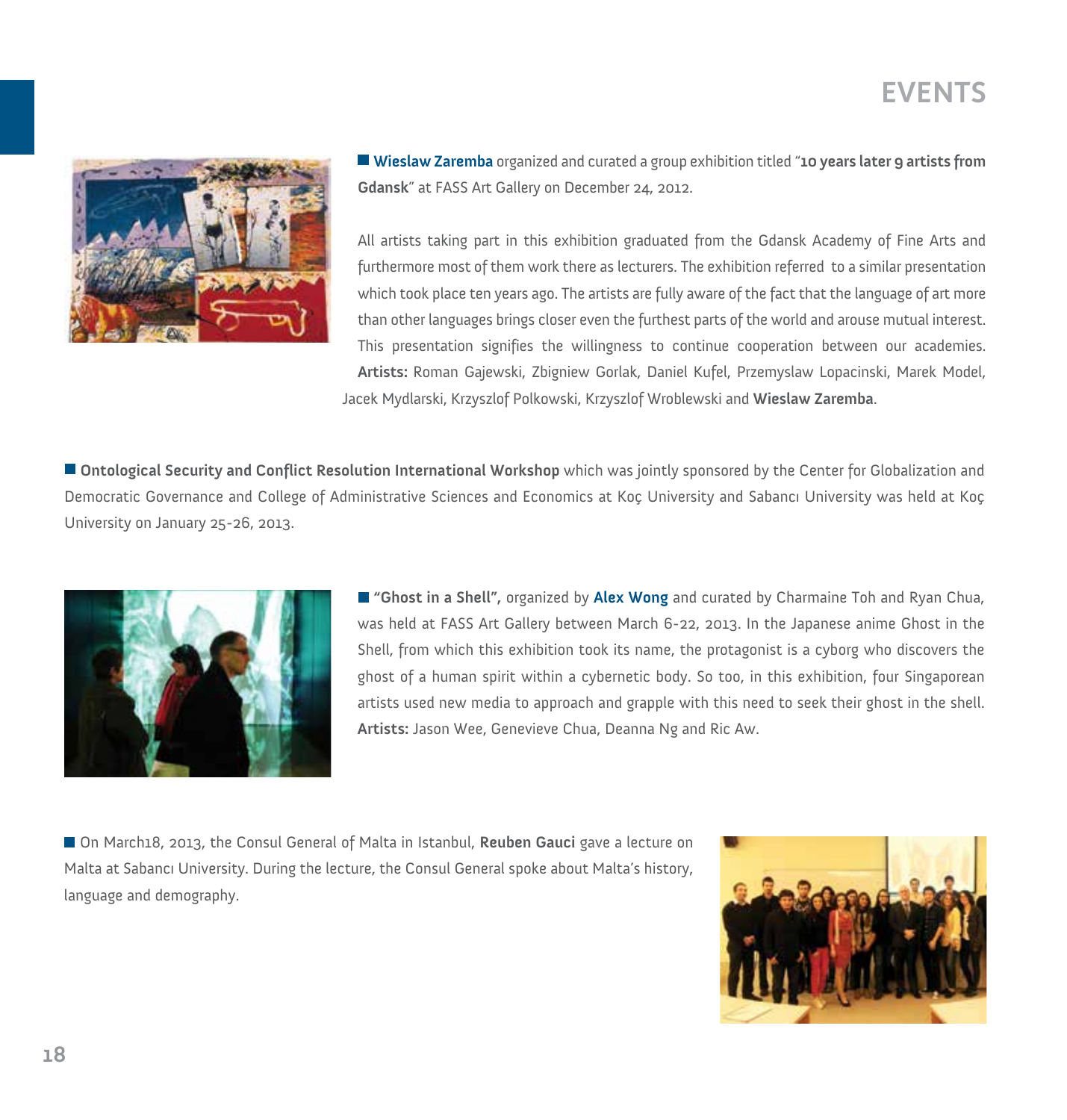# EVENTS

**Wieslaw Zaremba** organized and curated a group exhibition titled "**10 years later 9 artists from Gdansk**" at FASS Art Gallery on December 24, 2012.

All artists taking part in this exhibition graduated from the Gdansk Academy of Fine Arts and furthermore most of them work there as lecturers. The exhibition referred to a similar presentation which took place ten years ago. The artists are fully aware of the fact that the language of art more than other languages brings closer even the furthest parts of the world and arouse mutual interest. This presentation signifies the willingness to continue cooperation between our academies. **Artists:** Roman Gajewski, Zbigniew Gorlak, Daniel Kufel, Przemyslaw Lopacinski, Marek Model, Jacek Mydlarski, Krzyszlof Polkowski, Krzyszlof Wroblewski and **Wieslaw Zaremba**.

**Ontological Security and Conflict Resolution International Workshop** which was jointly sponsored by the Center for Globalization and Democratic Governance and College of Administrative Sciences and Economics at Koç University and Sabancı University was held at Koç University on January 25-26, 2013.

**"Ghost in a Shell",** organized by **Alex Wong** and curated by Charmaine Toh and Ryan Chua, was held at FASS Art Gallery between March 6-22, 2013. In the Japanese anime Ghost in the Shell, from which this exhibition took its name, the protagonist is a cyborg who discovers the ghost of a human spirit within a cybernetic body. So too, in this exhibition, four Singaporean artists used new media to approach and grapple with this need to seek their ghost in the shell. **Artists:** Jason Wee, Genevieve Chua, Deanna Ng and Ric Aw.

On March18, 2013, the Consul General of Malta in Istanbul, **Reuben Gauci** gave a lecture on Malta at Sabancı University. During the lecture, the Consul General spoke about Malta's history, language and demography.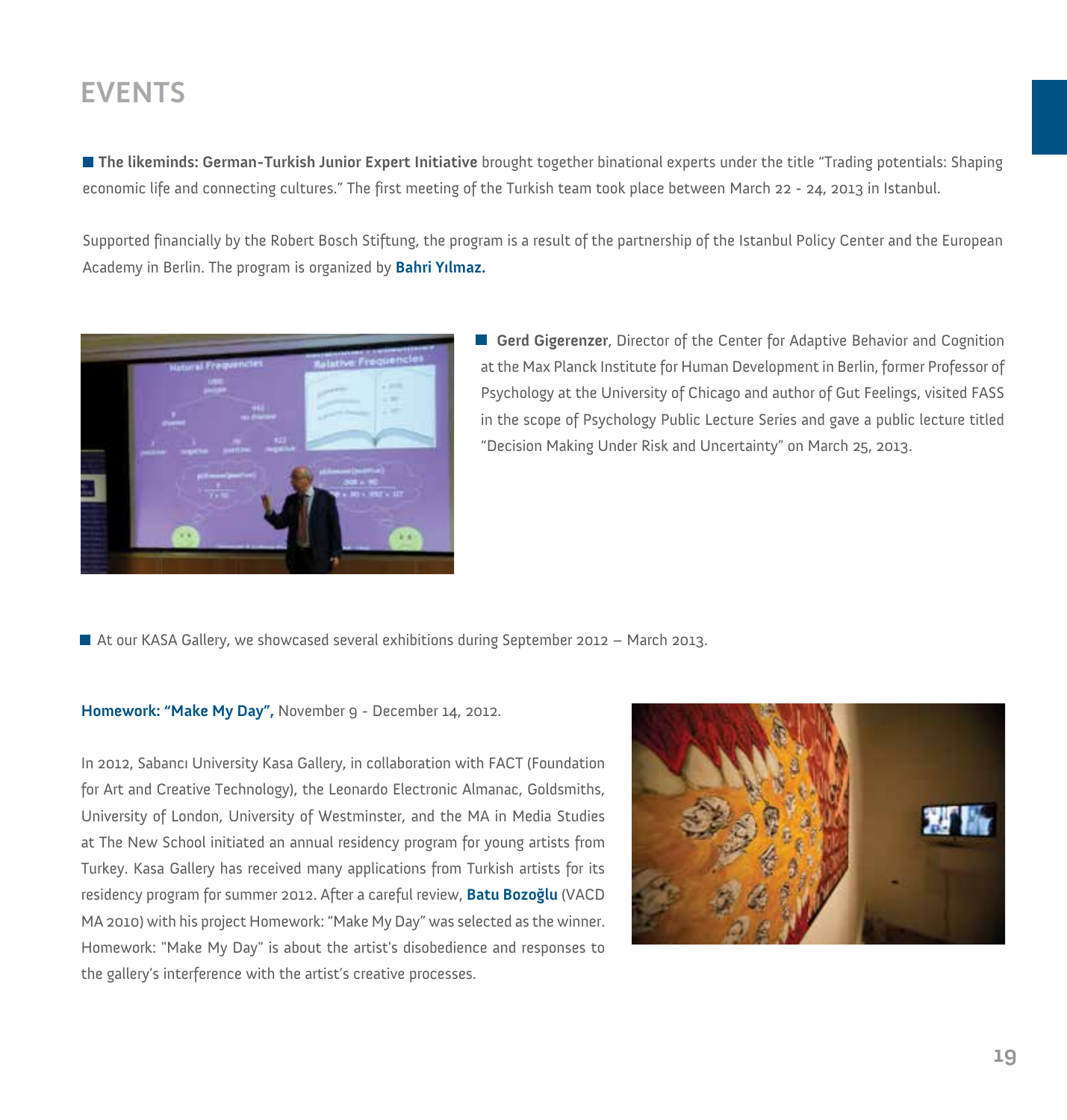# EVENTS

■ **The likeminds: German-Turkish Junior Expert Initiative** brought together binational experts under the title "Trading potentials: Shaping economic life and connecting cultures." The first meeting of the Turkish team took place between March 22 - 24, 2013 in Istanbul.

Supported financially by the Robert Bosch Stiftung, the program is a result of the partnership of the Istanbul Policy Center and the European Academy in Berlin. The program is organized by **Bahri Yılmaz.**

■ **Gerd Gigerenzer**, Director of the Center for Adaptive Behavior and Cognition at the Max Planck Institute for Human Development in Berlin, former Professor of Psychology at the University of Chicago and author of Gut Feelings, visited FASS in the scope of Psychology Public Lecture Series and gave a public lecture titled "Decision Making Under Risk and Uncertainty" on March 25, 2013.

■ At our KASA Gallery, we showcased several exhibitions during September 2012 – March 2013.

**Homework: "Make My Day",** November 9 - December 14, 2012.

In 2012, Sabancı University Kasa Gallery, in collaboration with FACT (Foundation for Art and Creative Technology), the Leonardo Electronic Almanac, Goldsmiths, University of London, University of Westminster, and the MA in Media Studies at The New School initiated an annual residency program for young artists from Turkey. Kasa Gallery has received many applications from Turkish artists for its residency program for summer 2012. After a careful review, **Batu Bozoğlu** (VACD MA 2010) with his project Homework: "Make My Day" was selected as the winner. Homework: "Make My Day" is about the artist's disobedience and responses to the gallery's interference with the artist's creative processes.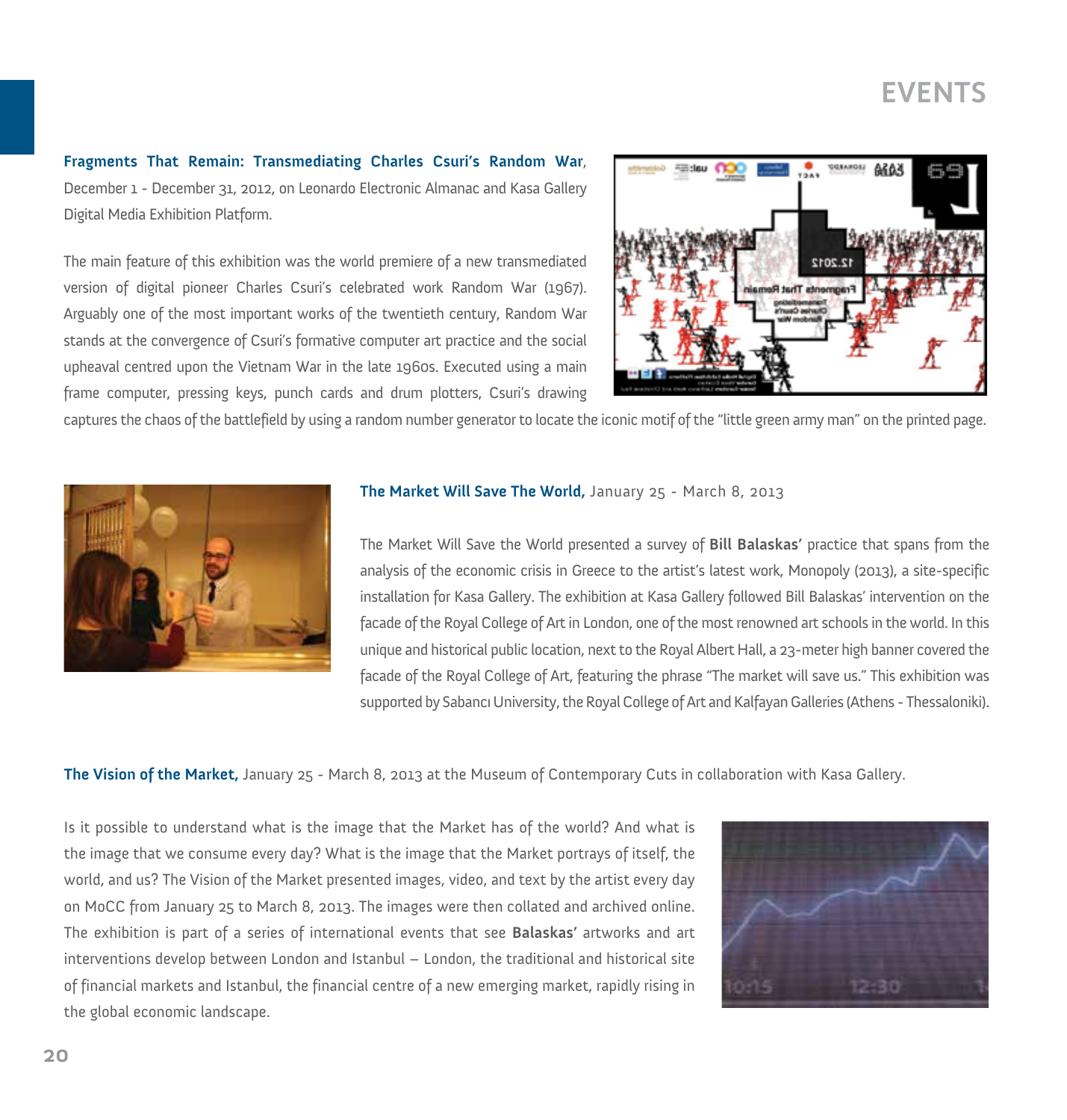## EVENTS

**Fragments That Remain: Transmediating Charles Csuri's Random War**, December 1 - December 31, 2012, on Leonardo Electronic Almanac and Kasa Gallery Digital Media Exhibition Platform.

The main feature of this exhibition was the world premiere of a new transmediated version of digital pioneer Charles Csuri's celebrated work Random War (1967). Arguably one of the most important works of the twentieth century, Random War stands at the convergence of Csuri's formative computer art practice and the social upheaval centred upon the Vietnam War in the late 1960s. Executed using a main frame computer, pressing keys, punch cards and drum plotters, Csuri's drawing captures the chaos of the battlefield by using a random number generator to locate the iconic motif of the "little green army man" on the printed page.

**The Market Will Save The World,** January 25 - March 8, 2013

The Market Will Save the World presented a survey of **Bill Balaskas'** practice that spans from the analysis of the economic crisis in Greece to the artist's latest work, Monopoly (2013), a site-specific installation for Kasa Gallery. The exhibition at Kasa Gallery followed Bill Balaskas' intervention on the facade of the Royal College of Art in London, one of the most renowned art schools in the world. In this unique and historical public location, next to the Royal Albert Hall, a 23-meter high banner covered the facade of the Royal College of Art, featuring the phrase "The market will save us." This exhibition was supported by Sabancı University, the Royal College of Art and Kalfayan Galleries (Athens - Thessaloniki).

**The Vision of the Market,** January 25 - March 8, 2013 at the Museum of Contemporary Cuts in collaboration with Kasa Gallery.

Is it possible to understand what is the image that the Market has of the world? And what is the image that we consume every day? What is the image that the Market portrays of itself, the world, and us? The Vision of the Market presented images, video, and text by the artist every day on MoCC from January 25 to March 8, 2013. The images were then collated and archived online. The exhibition is part of a series of international events that see **Balaskas'** artworks and art interventions develop between London and Istanbul – London, the traditional and historical site of financial markets and Istanbul, the financial centre of a new emerging market, rapidly rising in the global economic landscape.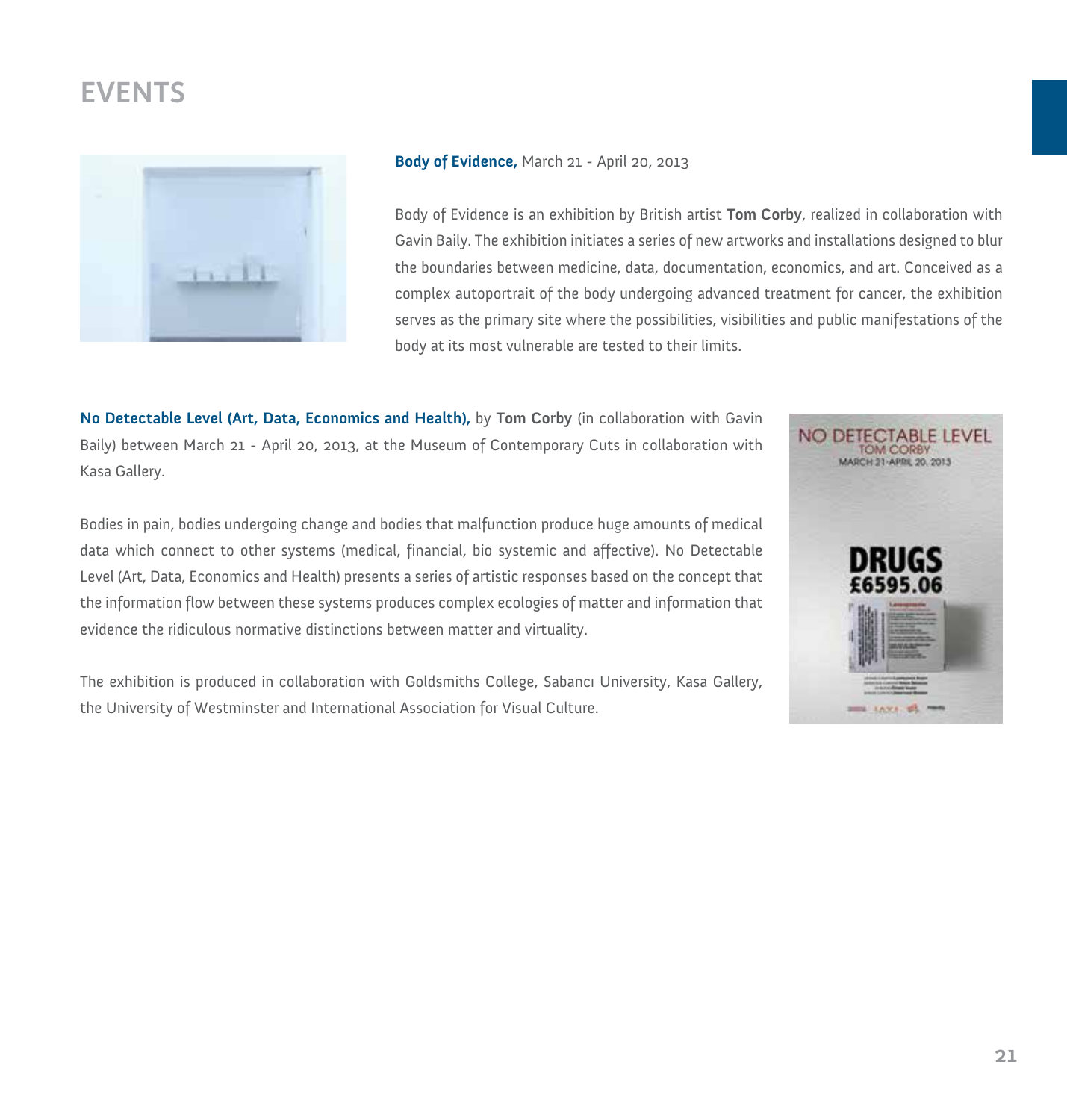# EVENTS

**Body of Evidence,** March 21 - April 20, 2013

Body of Evidence is an exhibition by British artist **Tom Corby**, realized in collaboration with Gavin Baily. The exhibition initiates a series of new artworks and installations designed to blur the boundaries between medicine, data, documentation, economics, and art. Conceived as a complex autoportrait of the body undergoing advanced treatment for cancer, the exhibition serves as the primary site where the possibilities, visibilities and public manifestations of the body at its most vulnerable are tested to their limits.

**No Detectable Level (Art, Data, Economics and Health),** by **Tom Corby** (in collaboration with Gavin Baily) between March 21 - April 20, 2013, at the Museum of Contemporary Cuts in collaboration with Kasa Gallery.

Bodies in pain, bodies undergoing change and bodies that malfunction produce huge amounts of medical data which connect to other systems (medical, financial, bio systemic and affective). No Detectable Level (Art, Data, Economics and Health) presents a series of artistic responses based on the concept that the information flow between these systems produces complex ecologies of matter and information that evidence the ridiculous normative distinctions between matter and virtuality.

The exhibition is produced in collaboration with Goldsmiths College, Sabancı University, Kasa Gallery, the University of Westminster and International Association for Visual Culture.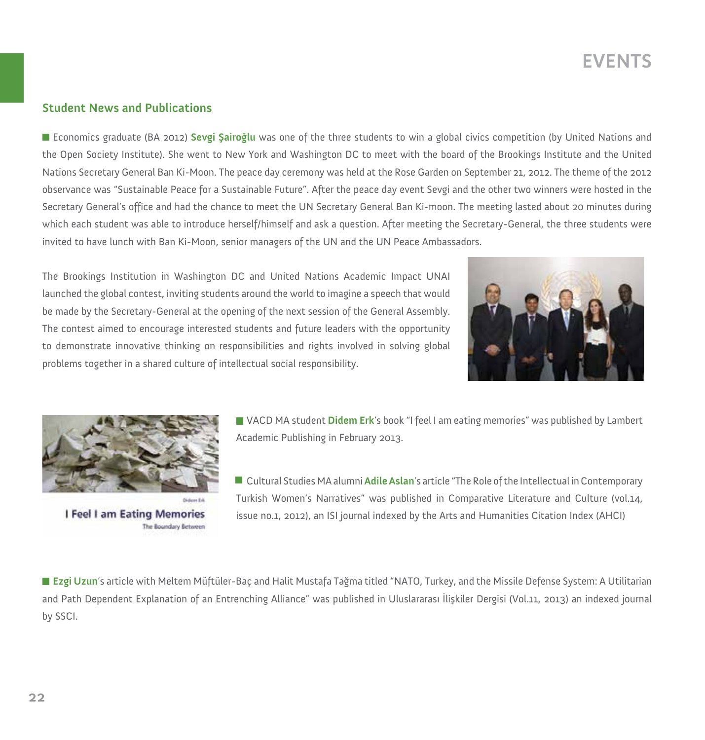# EVENTS

## Student News and Publications

Economics graduate (BA 2012) **Sevgi Şairoğlu** was one of the three students to win a global civics competition (by United Nations and the Open Society Institute). She went to New York and Washington DC to meet with the board of the Brookings Institute and the United Nations Secretary General Ban Ki-Moon. The peace day ceremony was held at the Rose Garden on September 21, 2012. The theme of the 2012 observance was "Sustainable Peace for a Sustainable Future". After the peace day event Sevgi and the other two winners were hosted in the Secretary General's office and had the chance to meet the UN Secretary General Ban Ki-moon. The meeting lasted about 20 minutes during which each student was able to introduce herself/himself and ask a question. After meeting the Secretary-General, the three students were invited to have lunch with Ban Ki-Moon, senior managers of the UN and the UN Peace Ambassadors.

The Brookings Institution in Washington DC and United Nations Academic Impact UNAI launched the global contest, inviting students around the world to imagine a speech that would be made by the Secretary-General at the opening of the next session of the General Assembly. The contest aimed to encourage interested students and future leaders with the opportunity to demonstrate innovative thinking on responsibilities and rights involved in solving global problems together in a shared culture of intellectual social responsibility.

VACD MA student **Didem Erk**'s book "I feel I am eating memories" was published by Lambert Academic Publishing in February 2013.

Cultural Studies MA alumni **Adile Aslan**'s article "The Role of the Intellectual in Contemporary Turkish Women's Narratives" was published in Comparative Literature and Culture (vol.14, issue no.1, 2012), an ISI journal indexed by the Arts and Humanities Citation Index (AHCI)

**Ezgi Uzun**'s article with Meltem Müftüler-Baç and Halit Mustafa Tağma titled "NATO, Turkey, and the Missile Defense System: A Utilitarian and Path Dependent Explanation of an Entrenching Alliance" was published in Uluslararası İlişkiler Dergisi (Vol.11, 2013) an indexed journal by SSCI.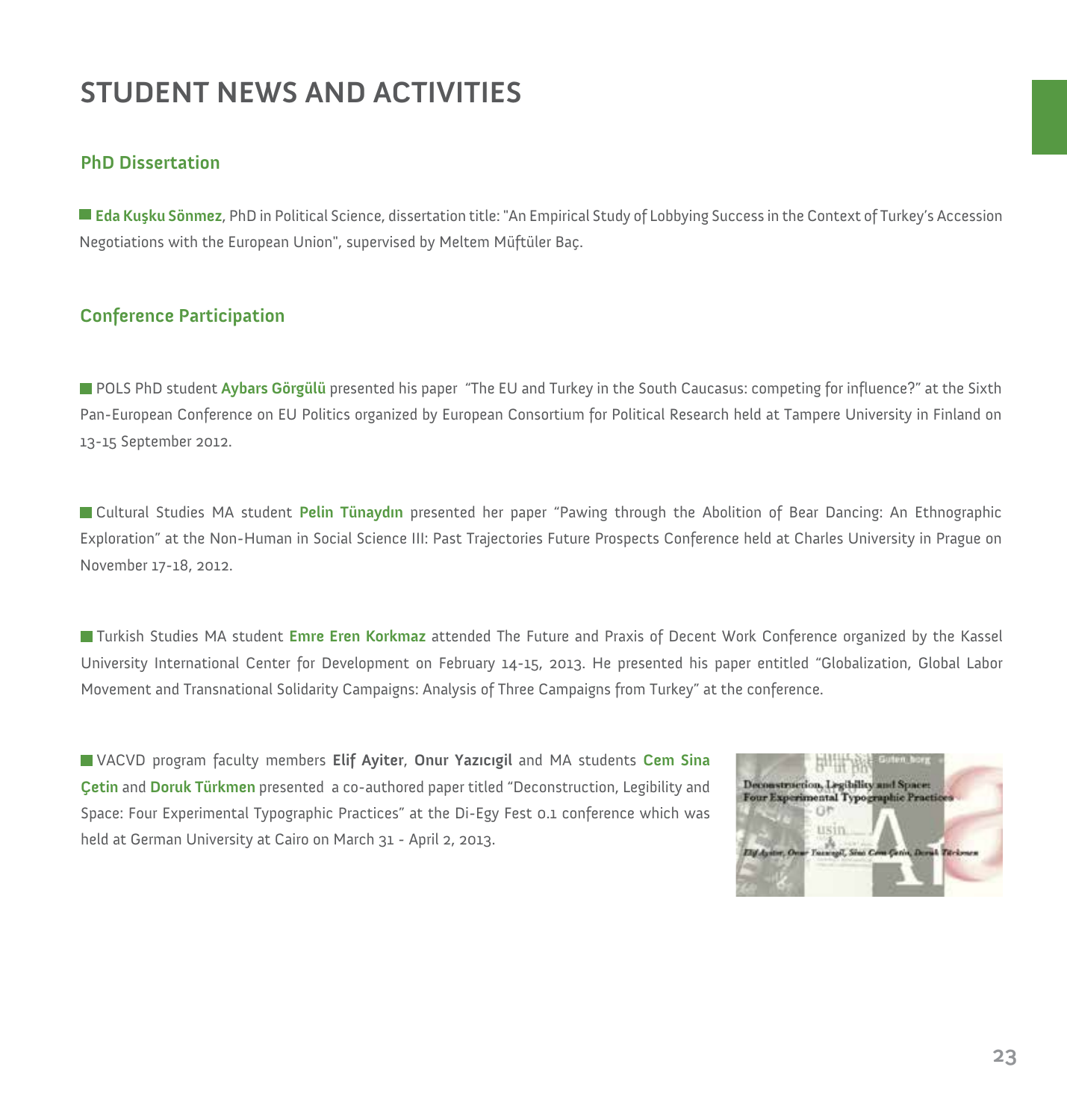# STUDENT NEWS AND ACTIVITIES

## PhD Dissertation

**Eda Kuşku Sönmez**, PhD in Political Science, dissertation title: "An Empirical Study of Lobbying Success in the Context of Turkey's Accession Negotiations with the European Union", supervised by Meltem Müftüler Baç.

## Conference Participation

POLS PhD student **Aybars Görgülü** presented his paper "The EU and Turkey in the South Caucasus: competing for influence?" at the Sixth Pan-European Conference on EU Politics organized by European Consortium for Political Research held at Tampere University in Finland on 13-15 September 2012.

Cultural Studies MA student **Pelin Tünaydın** presented her paper "Pawing through the Abolition of Bear Dancing: An Ethnographic Exploration" at the Non-Human in Social Science III: Past Trajectories Future Prospects Conference held at Charles University in Prague on November 17-18, 2012.

Turkish Studies MA student **Emre Eren Korkmaz** attended The Future and Praxis of Decent Work Conference organized by the Kassel University International Center for Development on February 14-15, 2013. He presented his paper entitled "Globalization, Global Labor Movement and Transnational Solidarity Campaigns: Analysis of Three Campaigns from Turkey" at the conference.

VACVD program faculty members **Elif Ayiter**, **Onur Yazıcıgil** and MA students **Cem Sina Çetin** and **Doruk Türkmen** presented a co-authored paper titled "Deconstruction, Legibility and Space: Four Experimental Typographic Practices" at the Di-Egy Fest 0.1 conference which was held at German University at Cairo on March 31 - April 2, 2013.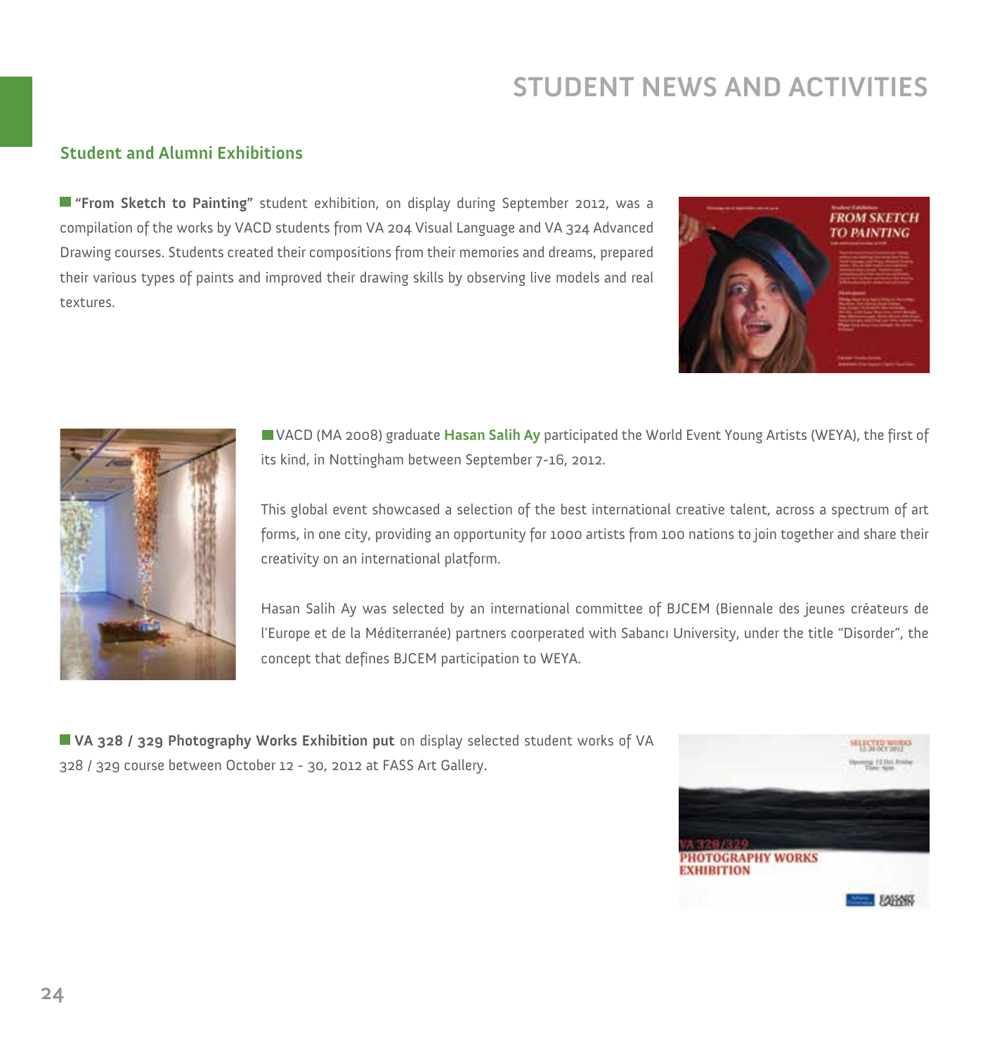# STUDENT NEWS AND ACTIVITIES

## Student and Alumni Exhibitions

**"From Sketch to Painting"** student exhibition, on display during September 2012, was a compilation of the works by VACD students from VA 204 Visual Language and VA 324 Advanced Drawing courses. Students created their compositions from their memories and dreams, prepared their various types of paints and improved their drawing skills by observing live models and real textures.

VACD (MA 2008) graduate **Hasan Salih Ay** participated the World Event Young Artists (WEYA), the first of its kind, in Nottingham between September 7-16, 2012.

This global event showcased a selection of the best international creative talent, across a spectrum of art forms, in one city, providing an opportunity for 1000 artists from 100 nations to join together and share their creativity on an international platform.

Hasan Salih Ay was selected by an international committee of BJCEM (Biennale des jeunes créateurs de l'Europe et de la Méditerranée) partners coorperated with Sabancı University, under the title "Disorder", the concept that defines BJCEM participation to WEYA.

**VA 328 / 329 Photography Works Exhibition put** on display selected student works of VA 328 / 329 course between October 12 - 30, 2012 at FASS Art Gallery.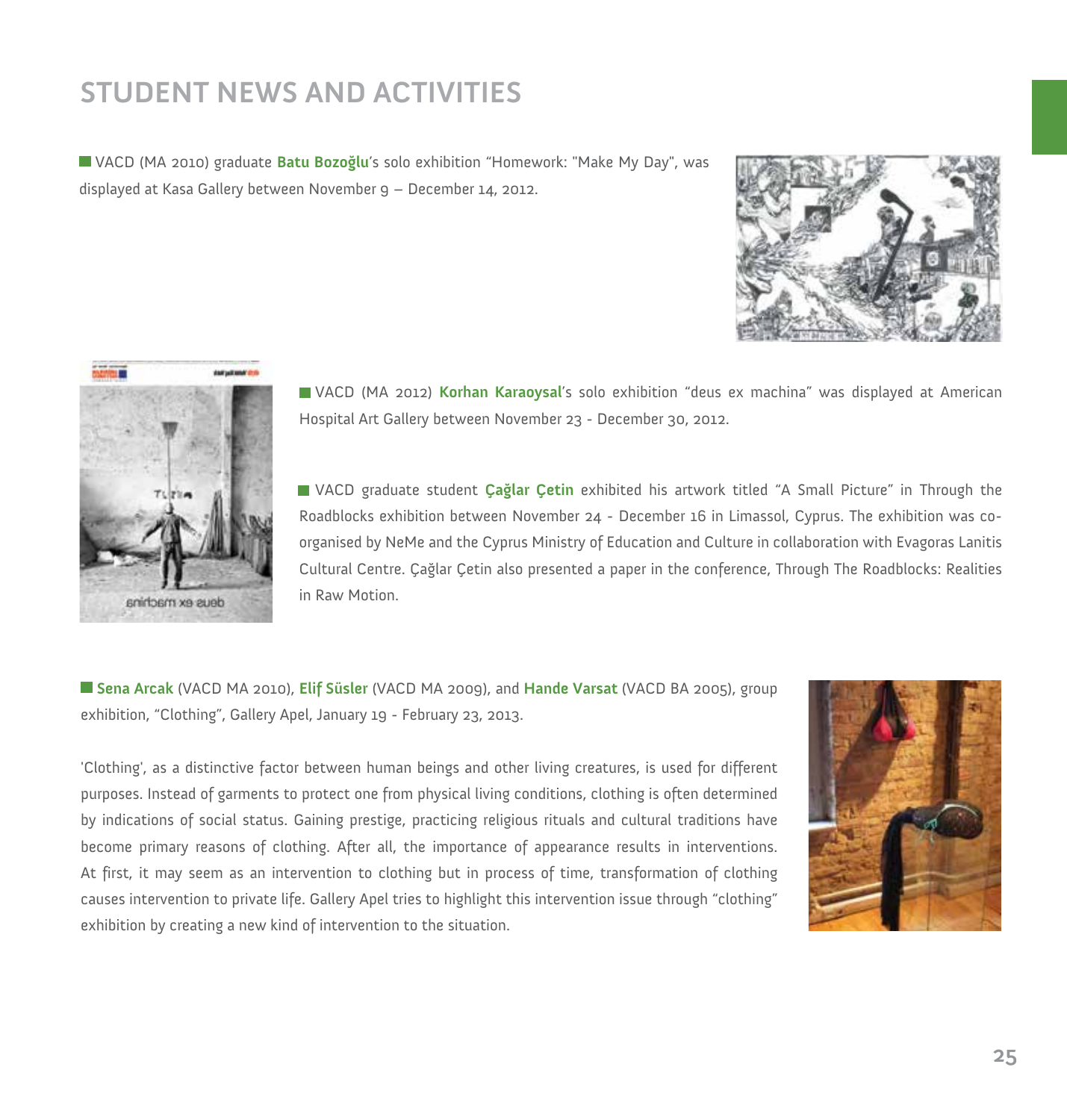## STUDENT NEWS AND ACTIVITIES

VACD (MA 2010) graduate **Batu Bozoğlu**'s solo exhibition "Homework: "Make My Day", was displayed at Kasa Gallery between November 9 – December 14, 2012.

VACD (MA 2012) **Korhan Karaoysal**'s solo exhibition "deus ex machina" was displayed at American Hospital Art Gallery between November 23 - December 30, 2012.

VACD graduate student **Çağlar Çetin** exhibited his artwork titled "A Small Picture" in Through the Roadblocks exhibition between November 24 - December 16 in Limassol, Cyprus. The exhibition was co-organised by NeMe and the Cyprus Ministry of Education and Culture in collaboration with Evagoras Lanitis Cultural Centre. Çağlar Çetin also presented a paper in the conference, Through The Roadblocks: Realities in Raw Motion.

**Sena Arcak** (VACD MA 2010), **Elif Süsler** (VACD MA 2009), and **Hande Varsat** (VACD BA 2005), group exhibition, "Clothing", Gallery Apel, January 19 - February 23, 2013.

'Clothing', as a distinctive factor between human beings and other living creatures, is used for different purposes. Instead of garments to protect one from physical living conditions, clothing is often determined by indications of social status. Gaining prestige, practicing religious rituals and cultural traditions have become primary reasons of clothing. After all, the importance of appearance results in interventions. At first, it may seem as an intervention to clothing but in process of time, transformation of clothing causes intervention to private life. Gallery Apel tries to highlight this intervention issue through "clothing" exhibition by creating a new kind of intervention to the situation.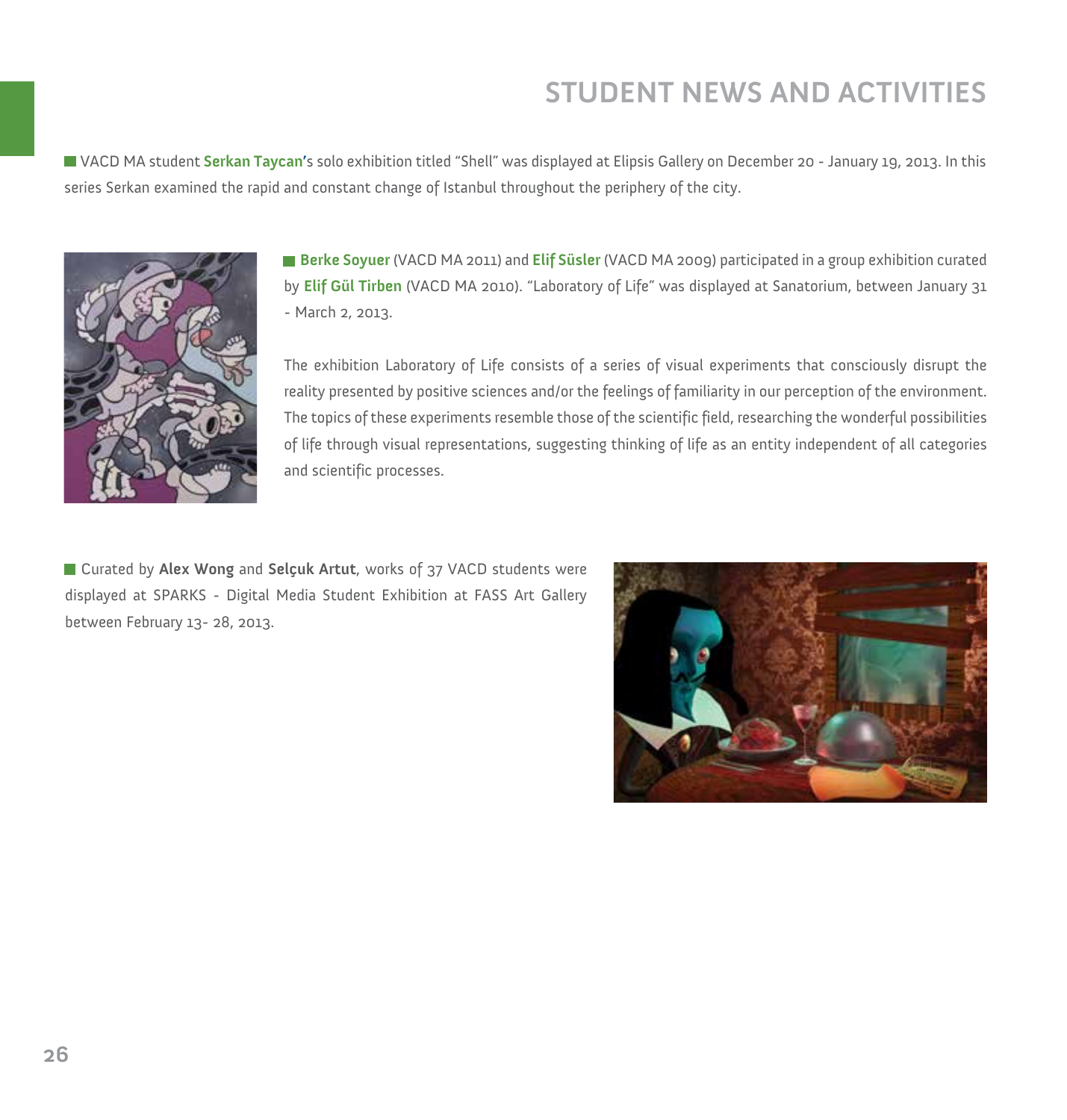# STUDENT NEWS AND ACTIVITIES

VACD MA student **Serkan Taycan**'s solo exhibition titled "Shell" was displayed at Elipsis Gallery on December 20 - January 19, 2013. In this series Serkan examined the rapid and constant change of Istanbul throughout the periphery of the city.

**Berke Soyuer** (VACD MA 2011) and **Elif Süsler** (VACD MA 2009) participated in a group exhibition curated by **Elif Gül Tirben** (VACD MA 2010). "Laboratory of Life" was displayed at Sanatorium, between January 31 - March 2, 2013.

The exhibition Laboratory of Life consists of a series of visual experiments that consciously disrupt the reality presented by positive sciences and/or the feelings of familiarity in our perception of the environment. The topics of these experiments resemble those of the scientific field, researching the wonderful possibilities of life through visual representations, suggesting thinking of life as an entity independent of all categories and scientific processes.

Curated by **Alex Wong** and **Selçuk Artut**, works of 37 VACD students were displayed at SPARKS - Digital Media Student Exhibition at FASS Art Gallery between February 13- 28, 2013.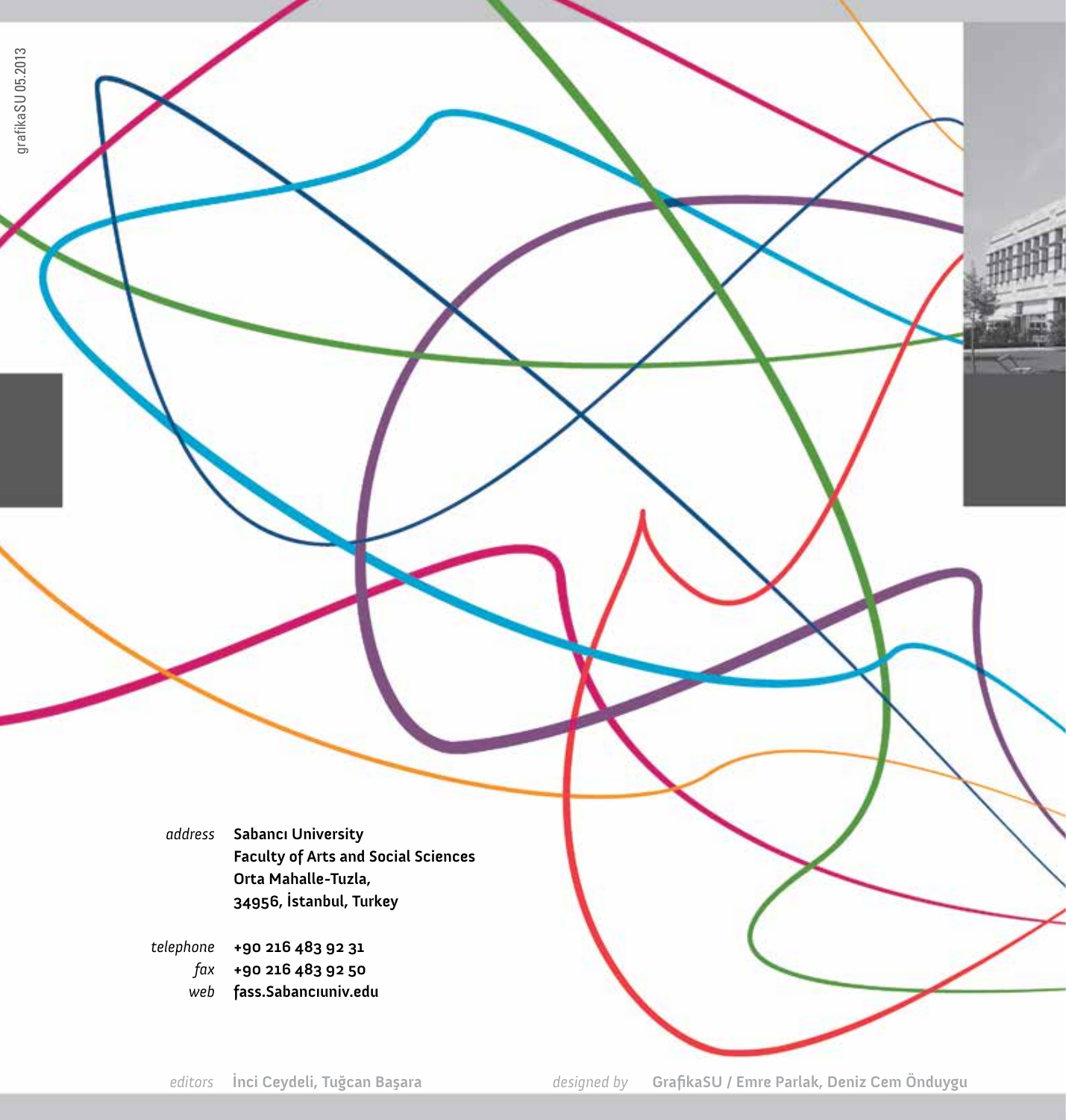*address* **Sabancı University**
**Faculty of Arts and Social Sciences**
**Orta Mahalle-Tuzla,**
**34956, İstanbul, Turkey**

*telephone* **+90 216 483 92 31**
*fax* **+90 216 483 92 50**
*web* **fass.Sabanciuniv.edu**

*editors* **İnci Ceydeli, Tuğcan Başara**

*designed by* **GrafikaSU / Emre Parlak, Deniz Cem Önduygu**